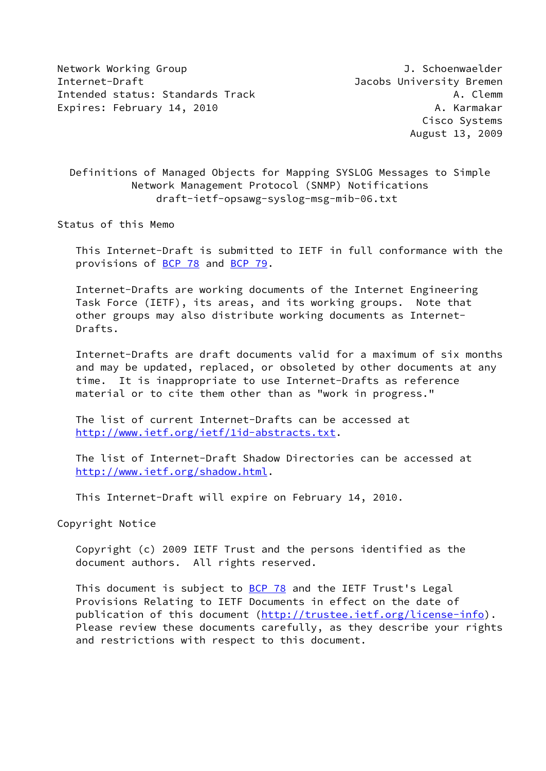Network Working Group J. Schoenwaelder
Internet-Draft Jacobs University Bremen
Intended status: Standards Track A. Clemm
Expires: February 14, 2010 A. Karmakar
Cisco Systems
August 13, 2009

# Definitions of Managed Objects for Mapping SYSLOG Messages to Simple Network Management Protocol (SNMP) Notifications
draft-ietf-opsawg-syslog-msg-mib-06.txt

## Status of this Memo

This Internet-Draft is submitted to IETF in full conformance with the provisions of BCP 78 and BCP 79.

Internet-Drafts are working documents of the Internet Engineering Task Force (IETF), its areas, and its working groups. Note that other groups may also distribute working documents as Internet-Drafts.

Internet-Drafts are draft documents valid for a maximum of six months and may be updated, replaced, or obsoleted by other documents at any time. It is inappropriate to use Internet-Drafts as reference material or to cite them other than as "work in progress."

The list of current Internet-Drafts can be accessed at http://www.ietf.org/ietf/1id-abstracts.txt.

The list of Internet-Draft Shadow Directories can be accessed at http://www.ietf.org/shadow.html.

This Internet-Draft will expire on February 14, 2010.

## Copyright Notice

Copyright (c) 2009 IETF Trust and the persons identified as the document authors. All rights reserved.

This document is subject to BCP 78 and the IETF Trust's Legal Provisions Relating to IETF Documents in effect on the date of publication of this document (http://trustee.ietf.org/license-info). Please review these documents carefully, as they describe your rights and restrictions with respect to this document.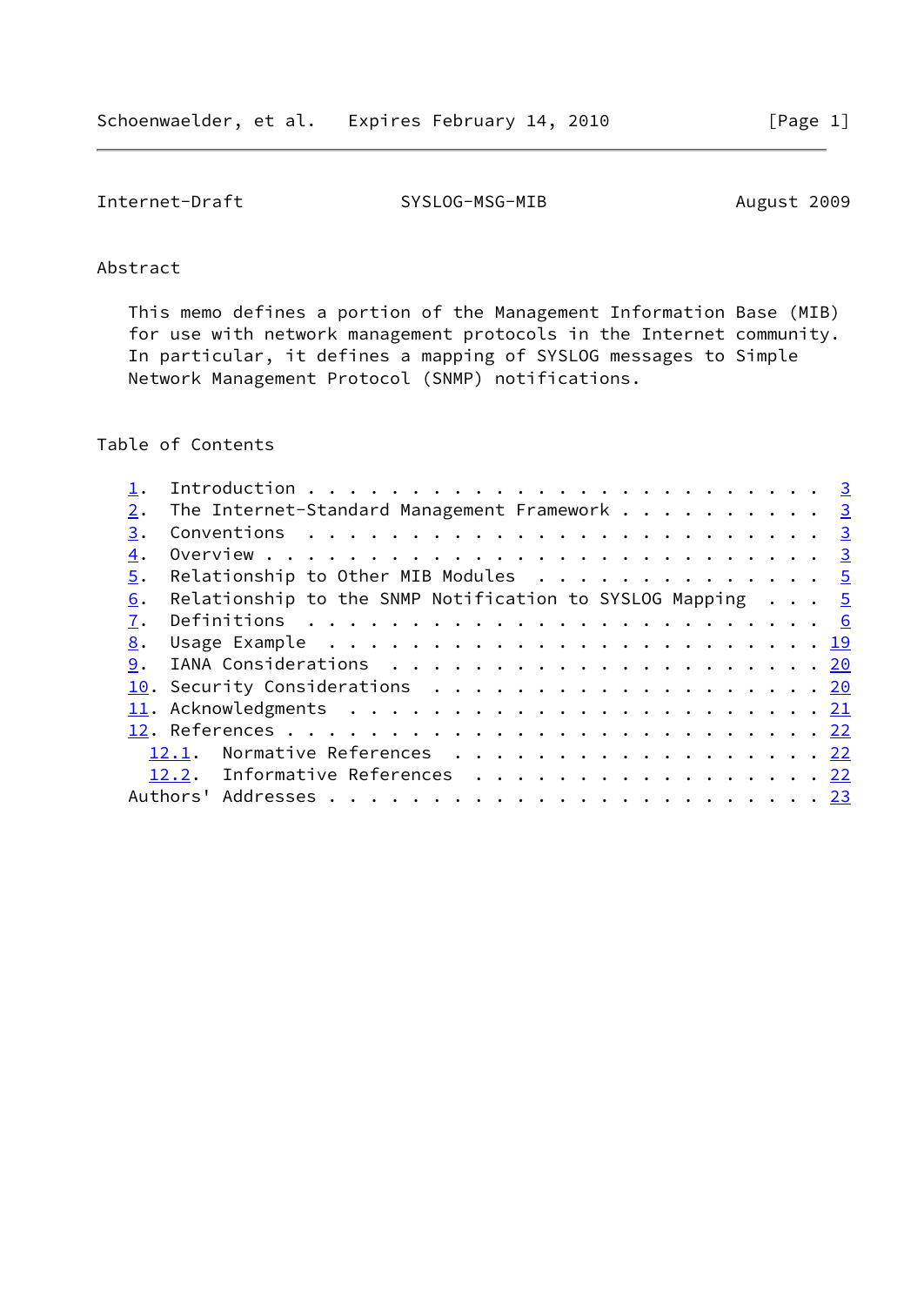## Abstract

This memo defines a portion of the Management Information Base (MIB) for use with network management protocols in the Internet community. In particular, it defines a mapping of SYSLOG messages to Simple Network Management Protocol (SNMP) notifications.

## Table of Contents

1. Introduction . . . . . . . . . . . . . . . . . . . . . . . . . 3
2. The Internet-Standard Management Framework . . . . . . . . . . 3
3. Conventions . . . . . . . . . . . . . . . . . . . . . . . . . 3
4. Overview . . . . . . . . . . . . . . . . . . . . . . . . . . . 3
5. Relationship to Other MIB Modules . . . . . . . . . . . . . . 5
6. Relationship to the SNMP Notification to SYSLOG Mapping . . . 5
7. Definitions . . . . . . . . . . . . . . . . . . . . . . . . . 6
8. Usage Example . . . . . . . . . . . . . . . . . . . . . . . . 19
9. IANA Considerations . . . . . . . . . . . . . . . . . . . . . 20
10. Security Considerations . . . . . . . . . . . . . . . . . . . 20
11. Acknowledgments . . . . . . . . . . . . . . . . . . . . . . . 21
12. References . . . . . . . . . . . . . . . . . . . . . . . . . 22
    12.1. Normative References . . . . . . . . . . . . . . . . . . 22
    12.2. Informative References . . . . . . . . . . . . . . . . . 22

Authors' Addresses . . . . . . . . . . . . . . . . . . . . . . . . 23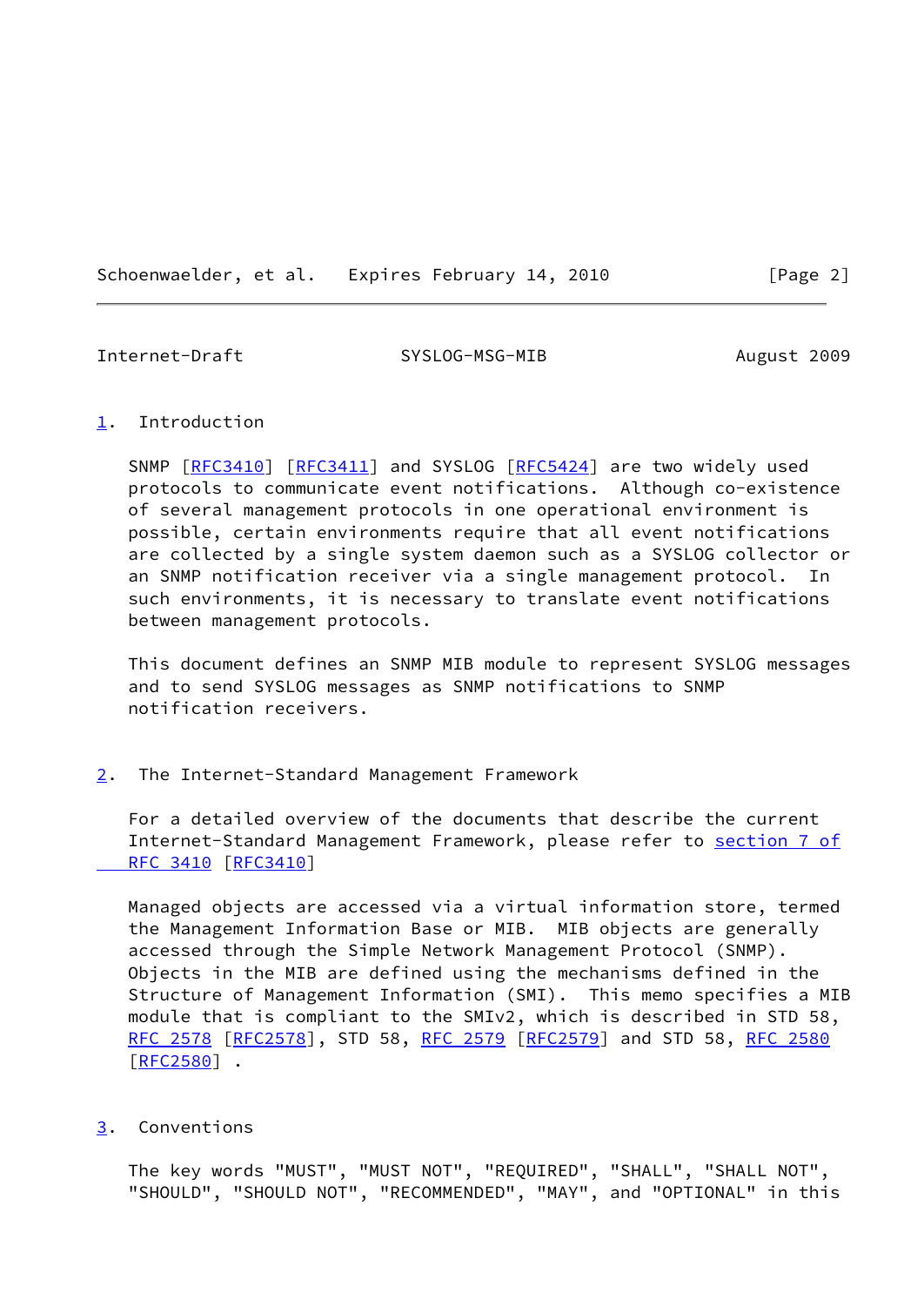## 1. Introduction

SNMP [RFC3410] [RFC3411] and SYSLOG [RFC5424] are two widely used protocols to communicate event notifications. Although co-existence of several management protocols in one operational environment is possible, certain environments require that all event notifications are collected by a single system daemon such as a SYSLOG collector or an SNMP notification receiver via a single management protocol. In such environments, it is necessary to translate event notifications between management protocols.

This document defines an SNMP MIB module to represent SYSLOG messages and to send SYSLOG messages as SNMP notifications to SNMP notification receivers.

## 2. The Internet-Standard Management Framework

For a detailed overview of the documents that describe the current Internet-Standard Management Framework, please refer to section 7 of RFC 3410 [RFC3410].

Managed objects are accessed via a virtual information store, termed the Management Information Base or MIB. MIB objects are generally accessed through the Simple Network Management Protocol (SNMP). Objects in the MIB are defined using the mechanisms defined in the Structure of Management Information (SMI). This memo specifies a MIB module that is compliant to the SMIv2, which is described in STD 58, RFC 2578 [RFC2578], STD 58, RFC 2579 [RFC2579] and STD 58, RFC 2580 [RFC2580] .

## 3. Conventions

The key words "MUST", "MUST NOT", "REQUIRED", "SHALL", "SHALL NOT", "SHOULD", "SHOULD NOT", "RECOMMENDED", "MAY", and "OPTIONAL" in this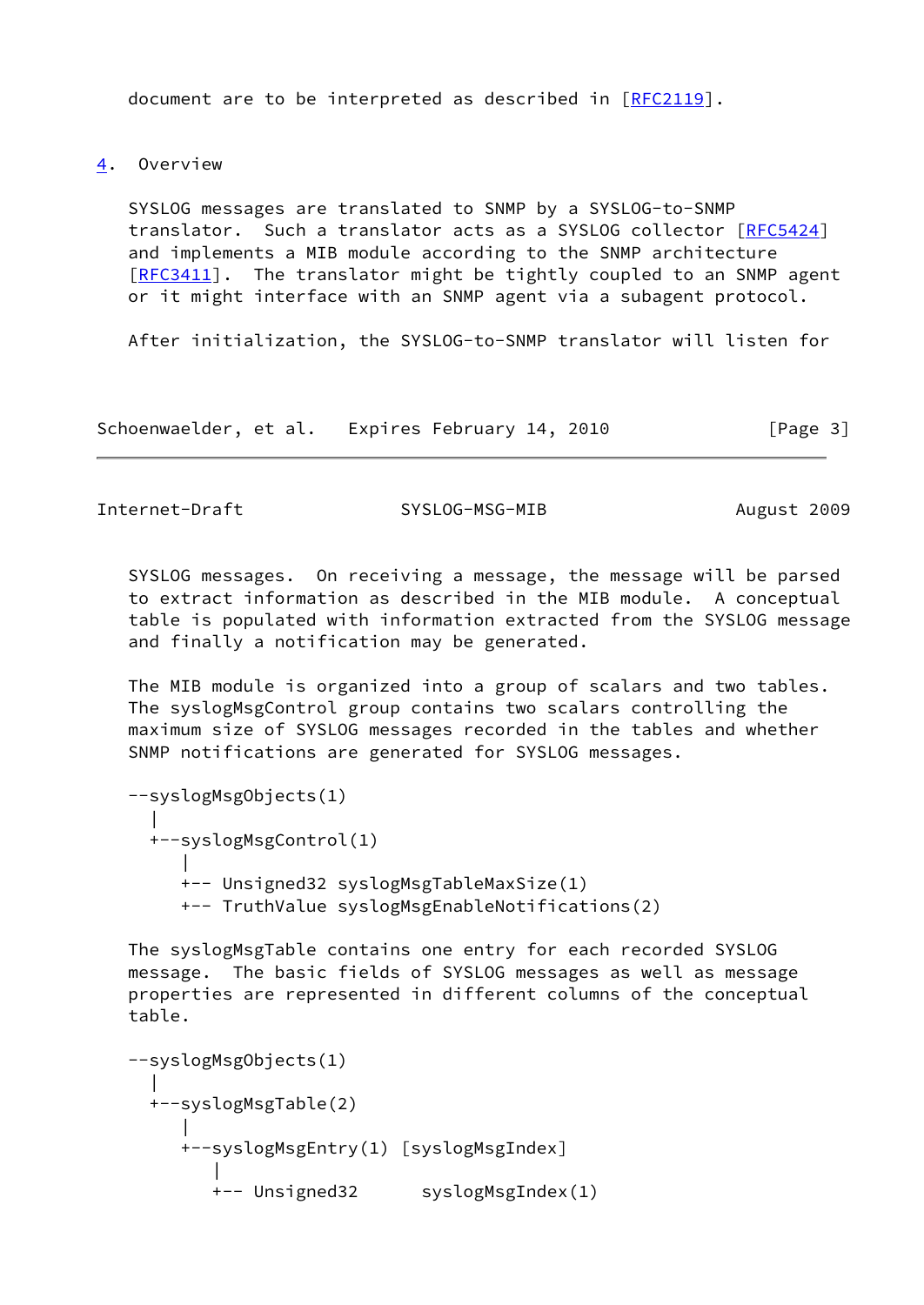document are to be interpreted as described in [RFC2119].

## 4. Overview

SYSLOG messages are translated to SNMP by a SYSLOG-to-SNMP translator. Such a translator acts as a SYSLOG collector [RFC5424] and implements a MIB module according to the SNMP architecture [RFC3411]. The translator might be tightly coupled to an SNMP agent or it might interface with an SNMP agent via a subagent protocol.

After initialization, the SYSLOG-to-SNMP translator will listen for SYSLOG messages. On receiving a message, the message will be parsed to extract information as described in the MIB module. A conceptual table is populated with information extracted from the SYSLOG message and finally a notification may be generated.

The MIB module is organized into a group of scalars and two tables. The syslogMsgControl group contains two scalars controlling the maximum size of SYSLOG messages recorded in the tables and whether SNMP notifications are generated for SYSLOG messages.

```
--syslogMsgObjects(1)
  |
  +--syslogMsgControl(1)
     |
     +-- Unsigned32 syslogMsgTableMaxSize(1)
     +-- TruthValue syslogMsgEnableNotifications(2)
```

The syslogMsgTable contains one entry for each recorded SYSLOG message. The basic fields of SYSLOG messages as well as message properties are represented in different columns of the conceptual table.

```
--syslogMsgObjects(1)
  |
  +--syslogMsgTable(2)
     |
     +--syslogMsgEntry(1) [syslogMsgIndex]
        |
        +-- Unsigned32      syslogMsgIndex(1)
```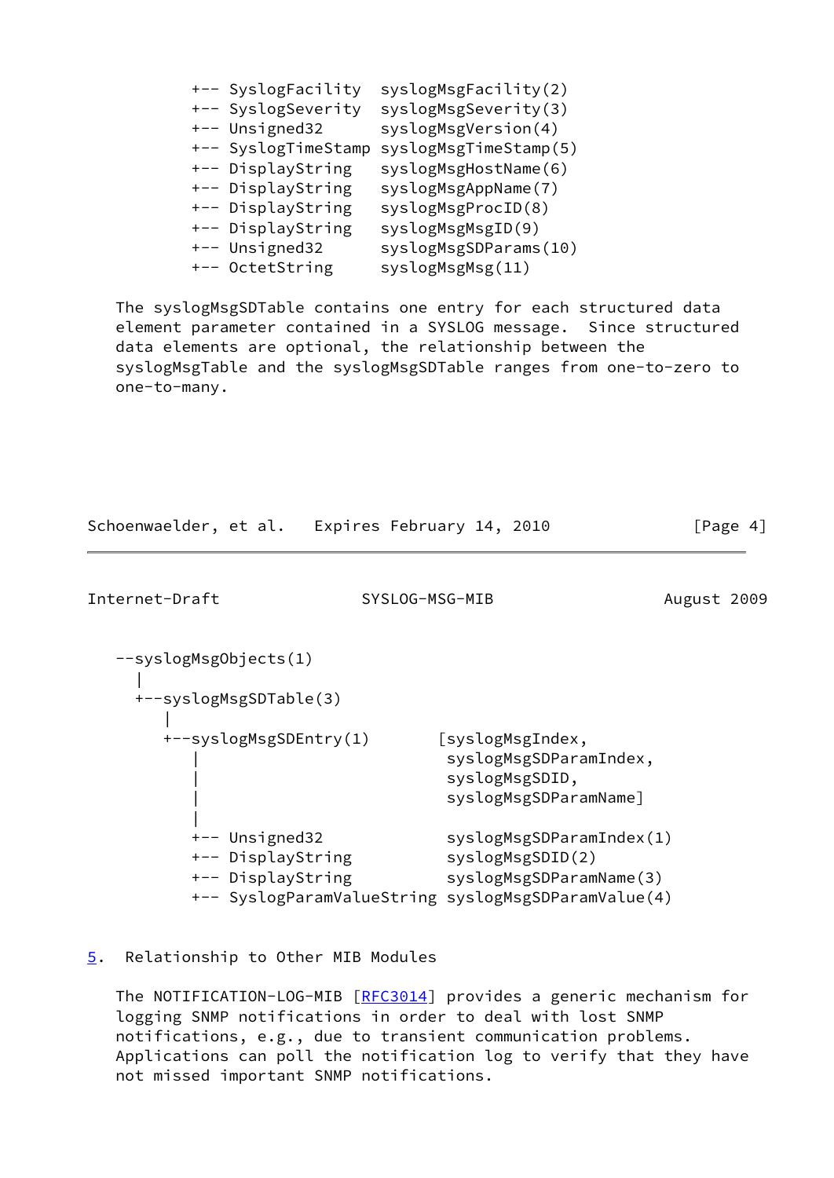```
          +-- SyslogFacility  syslogMsgFacility(2)
          +-- SyslogSeverity  syslogMsgSeverity(3)
          +-- Unsigned32      syslogMsgVersion(4)
          +-- SyslogTimeStamp syslogMsgTimeStamp(5)
          +-- DisplayString   syslogMsgHostName(6)
          +-- DisplayString   syslogMsgAppName(7)
          +-- DisplayString   syslogMsgProcID(8)
          +-- DisplayString   syslogMsgMsgID(9)
          +-- Unsigned32      syslogMsgSDParams(10)
          +-- OctetString     syslogMsgMsg(11)
```

The syslogMsgSDTable contains one entry for each structured data element parameter contained in a SYSLOG message. Since structured data elements are optional, the relationship between the syslogMsgTable and the syslogMsgSDTable ranges from one-to-zero to one-to-many.

```
   --syslogMsgObjects(1)
     |
     +--syslogMsgSDTable(3)
        |
        +--syslogMsgSDEntry(1)       [syslogMsgIndex,
           |                          syslogMsgSDParamIndex,
           |                          syslogMsgSDID,
           |                          syslogMsgSDParamName]
           |
           +-- Unsigned32             syslogMsgSDParamIndex(1)
           +-- DisplayString          syslogMsgSDID(2)
           +-- DisplayString          syslogMsgSDParamName(3)
           +-- SyslogParamValueString syslogMsgSDParamValue(4)
```

## 5. Relationship to Other MIB Modules

The NOTIFICATION-LOG-MIB [RFC3014] provides a generic mechanism for logging SNMP notifications in order to deal with lost SNMP notifications, e.g., due to transient communication problems. Applications can poll the notification log to verify that they have not missed important SNMP notifications.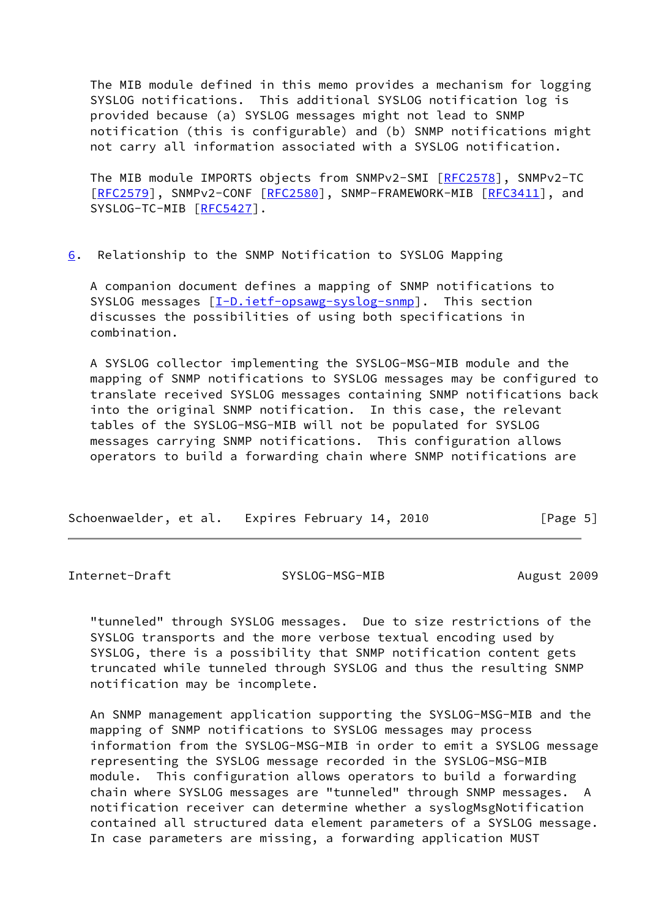The MIB module defined in this memo provides a mechanism for logging SYSLOG notifications. This additional SYSLOG notification log is provided because (a) SYSLOG messages might not lead to SNMP notification (this is configurable) and (b) SNMP notifications might not carry all information associated with a SYSLOG notification.

The MIB module IMPORTS objects from SNMPv2-SMI [RFC2578], SNMPv2-TC [RFC2579], SNMPv2-CONF [RFC2580], SNMP-FRAMEWORK-MIB [RFC3411], and SYSLOG-TC-MIB [RFC5427].

## 6. Relationship to the SNMP Notification to SYSLOG Mapping

A companion document defines a mapping of SNMP notifications to SYSLOG messages [I-D.ietf-opsawg-syslog-snmp]. This section discusses the possibilities of using both specifications in combination.

A SYSLOG collector implementing the SYSLOG-MSG-MIB module and the mapping of SNMP notifications to SYSLOG messages may be configured to translate received SYSLOG messages containing SNMP notifications back into the original SNMP notification. In this case, the relevant tables of the SYSLOG-MSG-MIB will not be populated for SYSLOG messages carrying SNMP notifications. This configuration allows operators to build a forwarding chain where SNMP notifications are "tunneled" through SYSLOG messages. Due to size restrictions of the SYSLOG transports and the more verbose textual encoding used by SYSLOG, there is a possibility that SNMP notification content gets truncated while tunneled through SYSLOG and thus the resulting SNMP notification may be incomplete.

An SNMP management application supporting the SYSLOG-MSG-MIB and the mapping of SNMP notifications to SYSLOG messages may process information from the SYSLOG-MSG-MIB in order to emit a SYSLOG message representing the SYSLOG message recorded in the SYSLOG-MSG-MIB module. This configuration allows operators to build a forwarding chain where SYSLOG messages are "tunneled" through SNMP messages. A notification receiver can determine whether a syslogMsgNotification contained all structured data element parameters of a SYSLOG message. In case parameters are missing, a forwarding application MUST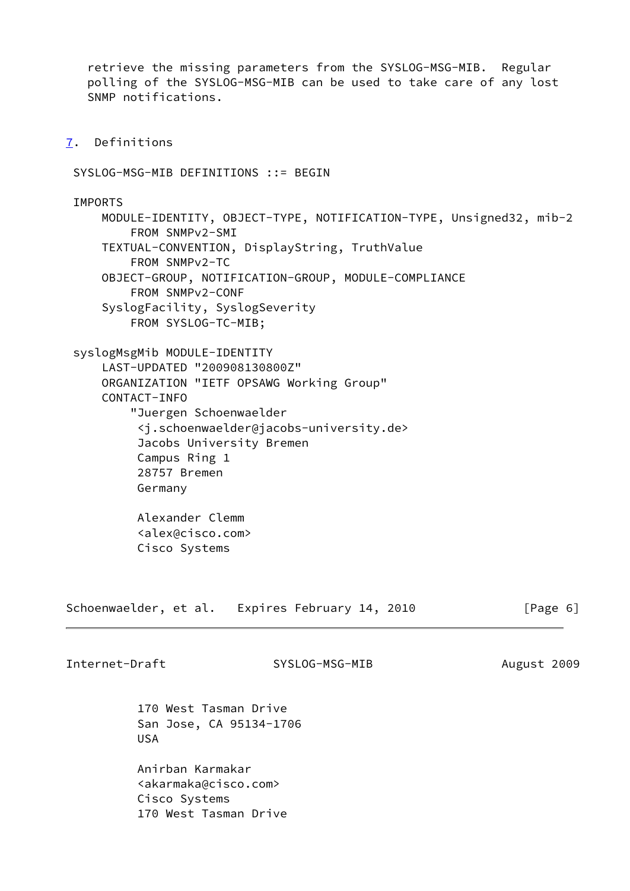retrieve the missing parameters from the SYSLOG-MSG-MIB.  Regular polling of the SYSLOG-MSG-MIB can be used to take care of any lost SNMP notifications.

## 7. Definitions

```
 SYSLOG-MSG-MIB DEFINITIONS ::= BEGIN

 IMPORTS
     MODULE-IDENTITY, OBJECT-TYPE, NOTIFICATION-TYPE, Unsigned32, mib-2
         FROM SNMPv2-SMI
     TEXTUAL-CONVENTION, DisplayString, TruthValue
         FROM SNMPv2-TC
     OBJECT-GROUP, NOTIFICATION-GROUP, MODULE-COMPLIANCE
         FROM SNMPv2-CONF
     SyslogFacility, SyslogSeverity
         FROM SYSLOG-TC-MIB;

 syslogMsgMib MODULE-IDENTITY
     LAST-UPDATED "200908130800Z"
     ORGANIZATION "IETF OPSAWG Working Group"
     CONTACT-INFO
         "Juergen Schoenwaelder
          <j.schoenwaelder@jacobs-university.de>
          Jacobs University Bremen
          Campus Ring 1
          28757 Bremen
          Germany

          Alexander Clemm
          <alex@cisco.com>
          Cisco Systems
          170 West Tasman Drive
          San Jose, CA 95134-1706
          USA

          Anirban Karmakar
          <akarmaka@cisco.com>
          Cisco Systems
          170 West Tasman Drive
```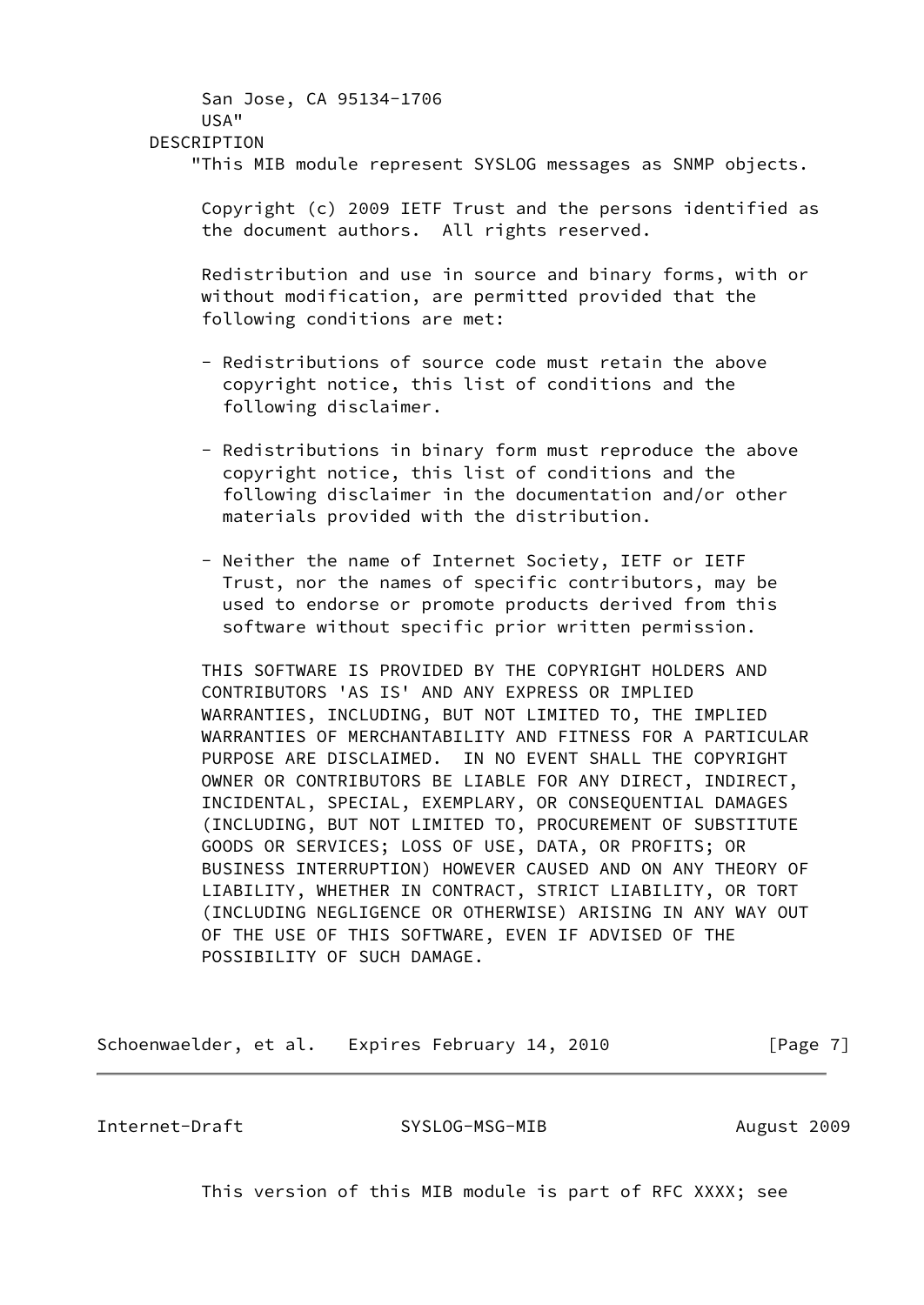```
            San Jose, CA 95134-1706
            USA"
       DESCRIPTION
           "This MIB module represent SYSLOG messages as SNMP objects.

            Copyright (c) 2009 IETF Trust and the persons identified as
            the document authors.  All rights reserved.

            Redistribution and use in source and binary forms, with or
            without modification, are permitted provided that the
            following conditions are met:

            - Redistributions of source code must retain the above
              copyright notice, this list of conditions and the
              following disclaimer.

            - Redistributions in binary form must reproduce the above
              copyright notice, this list of conditions and the
              following disclaimer in the documentation and/or other
              materials provided with the distribution.

            - Neither the name of Internet Society, IETF or IETF
              Trust, nor the names of specific contributors, may be
              used to endorse or promote products derived from this
              software without specific prior written permission.

            THIS SOFTWARE IS PROVIDED BY THE COPYRIGHT HOLDERS AND
            CONTRIBUTORS 'AS IS' AND ANY EXPRESS OR IMPLIED
            WARRANTIES, INCLUDING, BUT NOT LIMITED TO, THE IMPLIED
            WARRANTIES OF MERCHANTABILITY AND FITNESS FOR A PARTICULAR
            PURPOSE ARE DISCLAIMED.  IN NO EVENT SHALL THE COPYRIGHT
            OWNER OR CONTRIBUTORS BE LIABLE FOR ANY DIRECT, INDIRECT,
            INCIDENTAL, SPECIAL, EXEMPLARY, OR CONSEQUENTIAL DAMAGES
            (INCLUDING, BUT NOT LIMITED TO, PROCUREMENT OF SUBSTITUTE
            GOODS OR SERVICES; LOSS OF USE, DATA, OR PROFITS; OR
            BUSINESS INTERRUPTION) HOWEVER CAUSED AND ON ANY THEORY OF
            LIABILITY, WHETHER IN CONTRACT, STRICT LIABILITY, OR TORT
            (INCLUDING NEGLIGENCE OR OTHERWISE) ARISING IN ANY WAY OUT
            OF THE USE OF THIS SOFTWARE, EVEN IF ADVISED OF THE
            POSSIBILITY OF SUCH DAMAGE.

            This version of this MIB module is part of RFC XXXX; see
```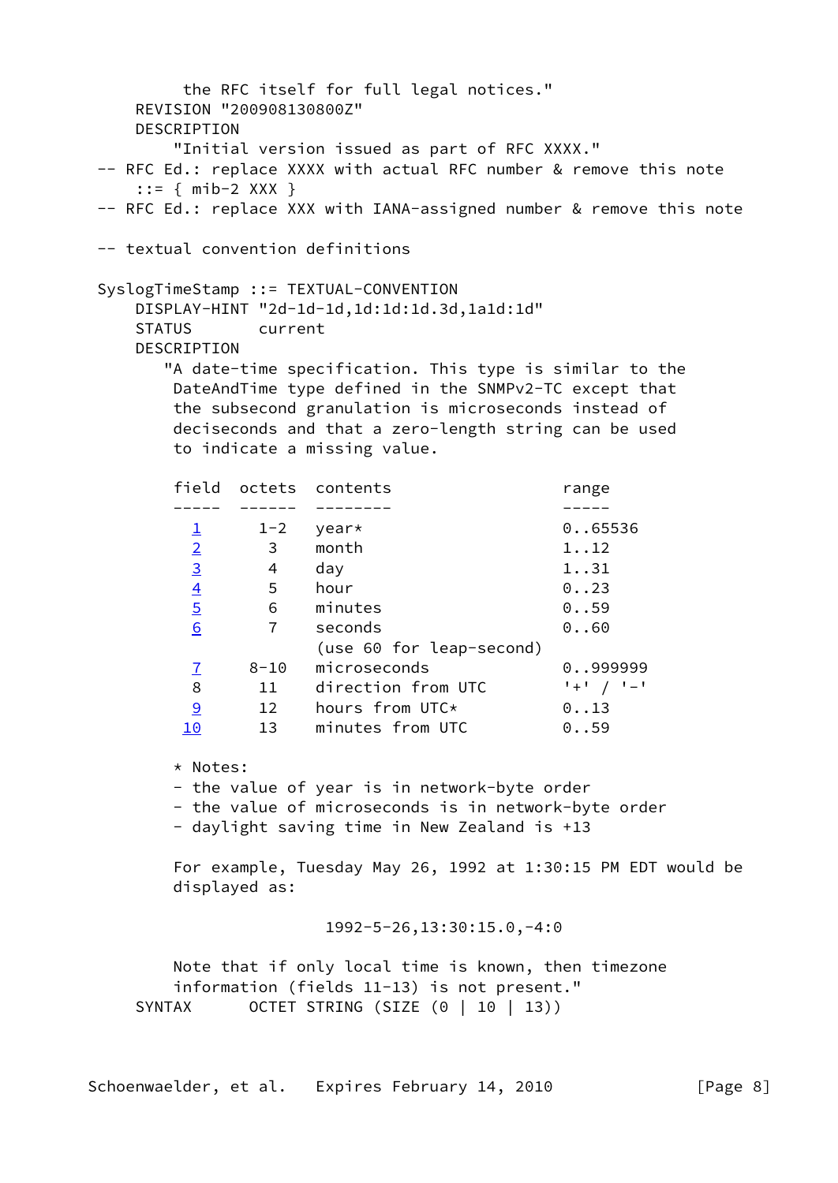```
         the RFC itself for full legal notices."
    REVISION "200908130800Z"
    DESCRIPTION
        "Initial version issued as part of RFC XXXX."
-- RFC Ed.: replace XXXX with actual RFC number & remove this note
    ::= { mib-2 XXX }
-- RFC Ed.: replace XXX with IANA-assigned number & remove this note

-- textual convention definitions

SyslogTimeStamp ::= TEXTUAL-CONVENTION
    DISPLAY-HINT "2d-1d-1d,1d:1d:1d.3d,1a1d:1d"
    STATUS       current
    DESCRIPTION
       "A date-time specification. This type is similar to the
        DateAndTime type defined in the SNMPv2-TC except that
        the subsecond granulation is microseconds instead of
        deciseconds and that a zero-length string can be used
        to indicate a missing value.

        field  octets  contents                  range
        -----  ------  --------                  -----
          1      1-2   year*                     0..65536
          2       3    month                     1..12
          3       4    day                       1..31
          4       5    hour                      0..23
          5       6    minutes                   0..59
          6       7    seconds                   0..60
                       (use 60 for leap-second)
          7      8-10  microseconds              0..999999
          8      11    direction from UTC        '+' / '-'
          9      12    hours from UTC*           0..13
         10      13    minutes from UTC          0..59

        * Notes:
        - the value of year is in network-byte order
        - the value of microseconds is in network-byte order
        - daylight saving time in New Zealand is +13

        For example, Tuesday May 26, 1992 at 1:30:15 PM EDT would be
        displayed as:

                        1992-5-26,13:30:15.0,-4:0

        Note that if only local time is known, then timezone
        information (fields 11-13) is not present."
    SYNTAX      OCTET STRING (SIZE (0 | 10 | 13))
```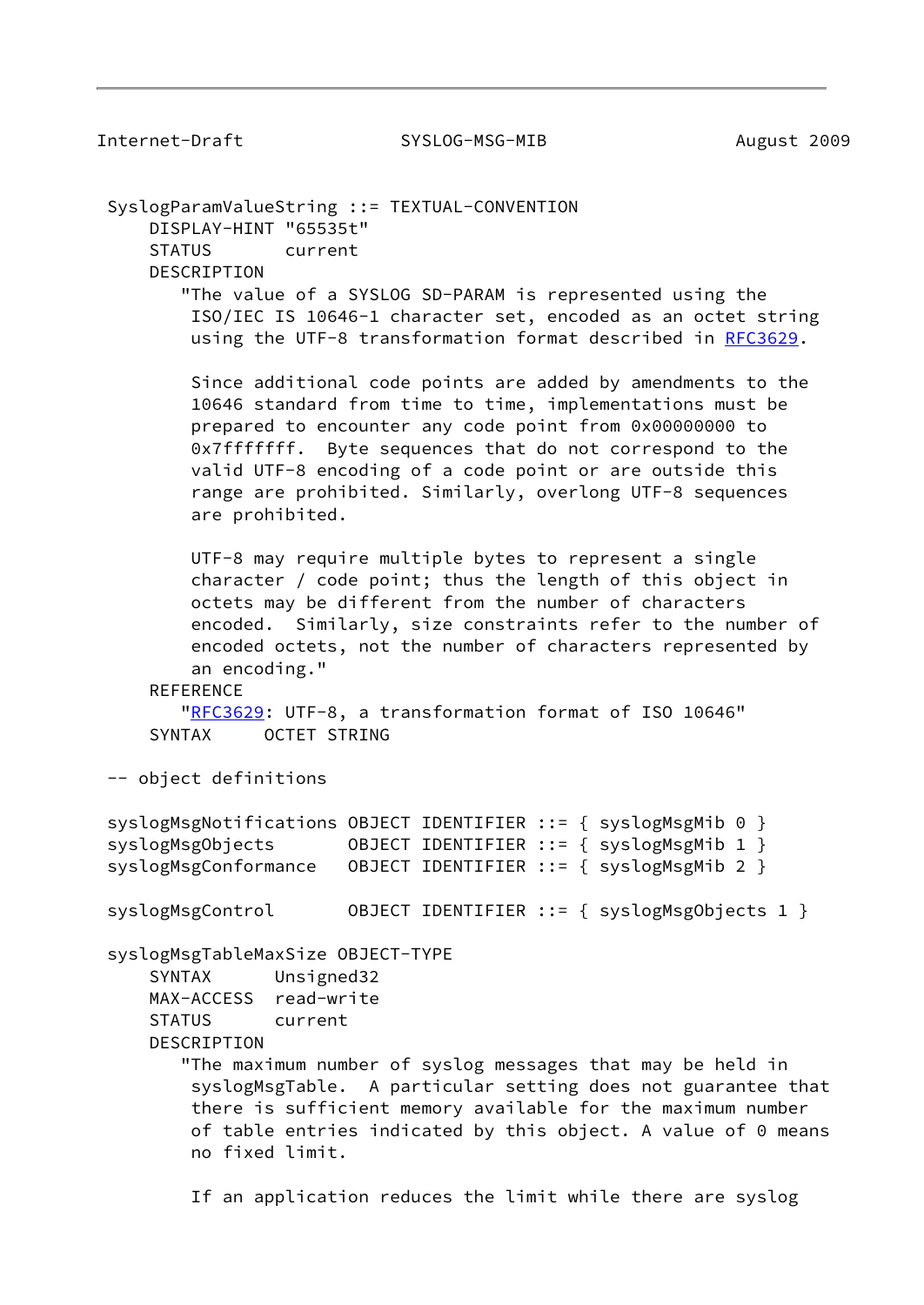```
SyslogParamValueString ::= TEXTUAL-CONVENTION
    DISPLAY-HINT "65535t"
    STATUS       current
    DESCRIPTION
       "The value of a SYSLOG SD-PARAM is represented using the
        ISO/IEC IS 10646-1 character set, encoded as an octet string
        using the UTF-8 transformation format described in RFC3629.

        Since additional code points are added by amendments to the
        10646 standard from time to time, implementations must be
        prepared to encounter any code point from 0x00000000 to
        0x7fffffff.  Byte sequences that do not correspond to the
        valid UTF-8 encoding of a code point or are outside this
        range are prohibited. Similarly, overlong UTF-8 sequences
        are prohibited.

        UTF-8 may require multiple bytes to represent a single
        character / code point; thus the length of this object in
        octets may be different from the number of characters
        encoded.  Similarly, size constraints refer to the number of
        encoded octets, not the number of characters represented by
        an encoding."
    REFERENCE
       "RFC3629: UTF-8, a transformation format of ISO 10646"
    SYNTAX     OCTET STRING

-- object definitions

syslogMsgNotifications OBJECT IDENTIFIER ::= { syslogMsgMib 0 }
syslogMsgObjects       OBJECT IDENTIFIER ::= { syslogMsgMib 1 }
syslogMsgConformance   OBJECT IDENTIFIER ::= { syslogMsgMib 2 }

syslogMsgControl       OBJECT IDENTIFIER ::= { syslogMsgObjects 1 }

syslogMsgTableMaxSize OBJECT-TYPE
    SYNTAX      Unsigned32
    MAX-ACCESS  read-write
    STATUS      current
    DESCRIPTION
       "The maximum number of syslog messages that may be held in
        syslogMsgTable.  A particular setting does not guarantee that
        there is sufficient memory available for the maximum number
        of table entries indicated by this object. A value of 0 means
        no fixed limit.

        If an application reduces the limit while there are syslog
```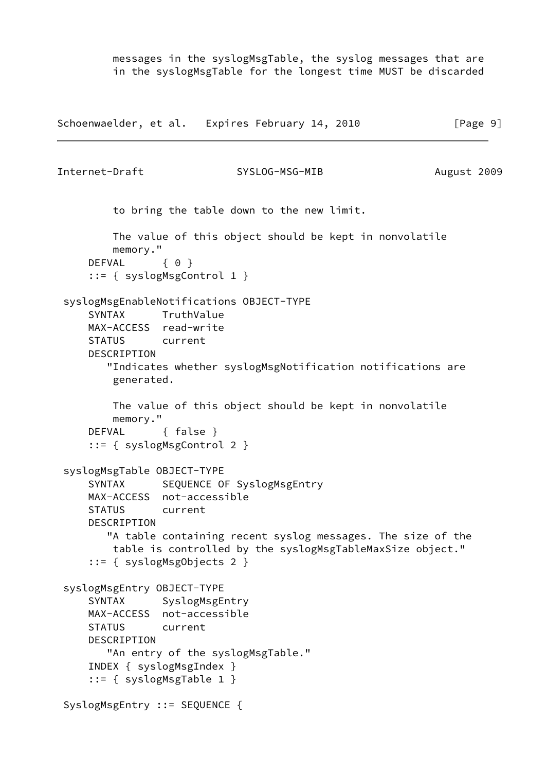```
         messages in the syslogMsgTable, the syslog messages that are
         in the syslogMsgTable for the longest time MUST be discarded
         to bring the table down to the new limit.

         The value of this object should be kept in nonvolatile
         memory."
     DEFVAL      { 0 }
     ::= { syslogMsgControl 1 }

 syslogMsgEnableNotifications OBJECT-TYPE
     SYNTAX      TruthValue
     MAX-ACCESS  read-write
     STATUS      current
     DESCRIPTION
        "Indicates whether syslogMsgNotification notifications are
         generated.

         The value of this object should be kept in nonvolatile
         memory."
     DEFVAL      { false }
     ::= { syslogMsgControl 2 }

 syslogMsgTable OBJECT-TYPE
     SYNTAX      SEQUENCE OF SyslogMsgEntry
     MAX-ACCESS  not-accessible
     STATUS      current
     DESCRIPTION
        "A table containing recent syslog messages. The size of the
         table is controlled by the syslogMsgTableMaxSize object."
     ::= { syslogMsgObjects 2 }

 syslogMsgEntry OBJECT-TYPE
     SYNTAX      SyslogMsgEntry
     MAX-ACCESS  not-accessible
     STATUS      current
     DESCRIPTION
        "An entry of the syslogMsgTable."
     INDEX { syslogMsgIndex }
     ::= { syslogMsgTable 1 }

 SyslogMsgEntry ::= SEQUENCE {
```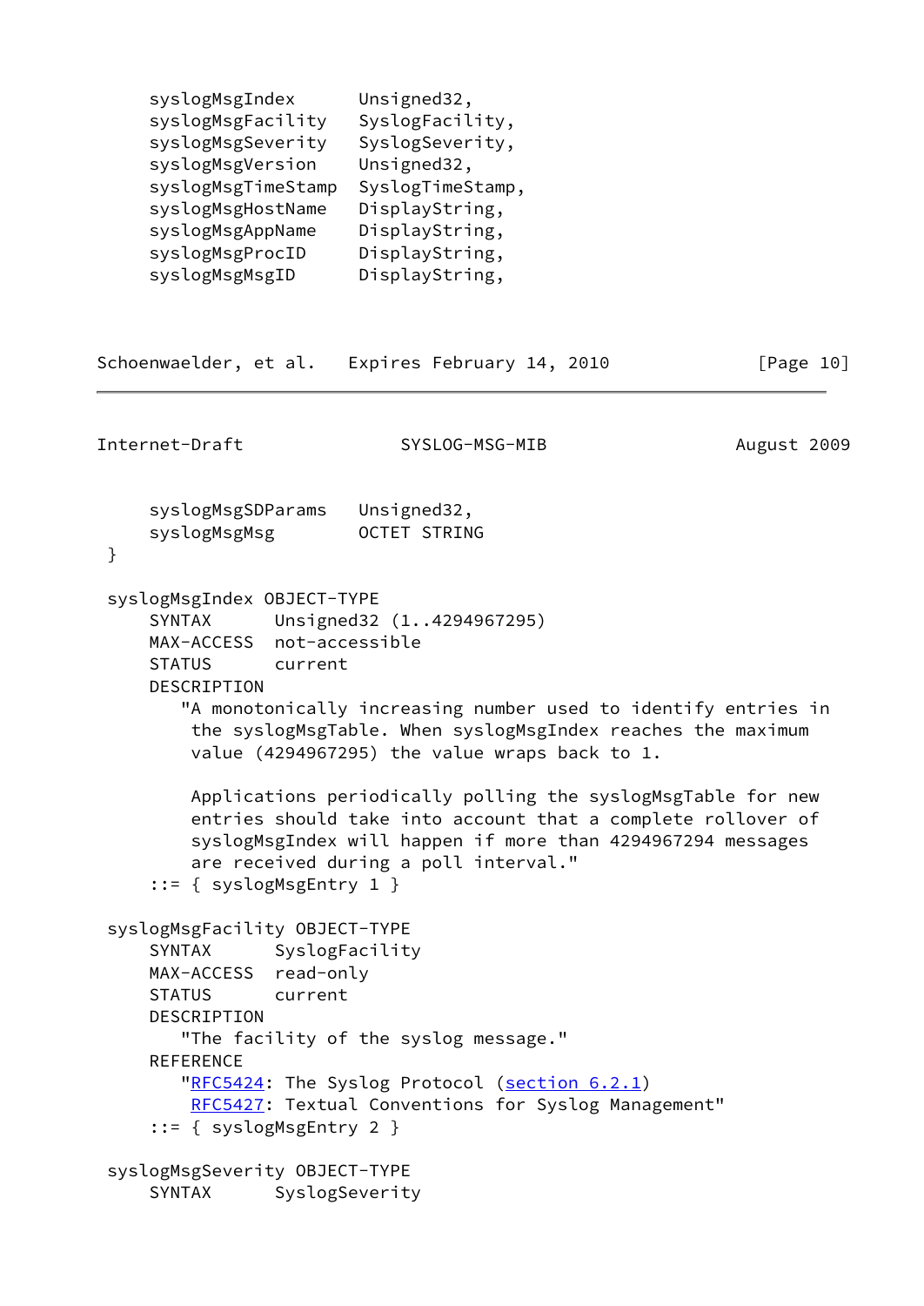```
    syslogMsgIndex      Unsigned32,
    syslogMsgFacility   SyslogFacility,
    syslogMsgSeverity   SyslogSeverity,
    syslogMsgVersion    Unsigned32,
    syslogMsgTimeStamp  SyslogTimeStamp,
    syslogMsgHostName   DisplayString,
    syslogMsgAppName    DisplayString,
    syslogMsgProcID     DisplayString,
    syslogMsgMsgID      DisplayString,
```

```
    syslogMsgSDParams   Unsigned32,
    syslogMsgMsg        OCTET STRING
}

syslogMsgIndex OBJECT-TYPE
    SYNTAX      Unsigned32 (1..4294967295)
    MAX-ACCESS  not-accessible
    STATUS      current
    DESCRIPTION
       "A monotonically increasing number used to identify entries in
        the syslogMsgTable. When syslogMsgIndex reaches the maximum
        value (4294967295) the value wraps back to 1.

        Applications periodically polling the syslogMsgTable for new
        entries should take into account that a complete rollover of
        syslogMsgIndex will happen if more than 4294967294 messages
        are received during a poll interval."
    ::= { syslogMsgEntry 1 }

syslogMsgFacility OBJECT-TYPE
    SYNTAX      SyslogFacility
    MAX-ACCESS  read-only
    STATUS      current
    DESCRIPTION
       "The facility of the syslog message."
    REFERENCE
       "RFC5424: The Syslog Protocol (section 6.2.1)
        RFC5427: Textual Conventions for Syslog Management"
    ::= { syslogMsgEntry 2 }

syslogMsgSeverity OBJECT-TYPE
    SYNTAX      SyslogSeverity
```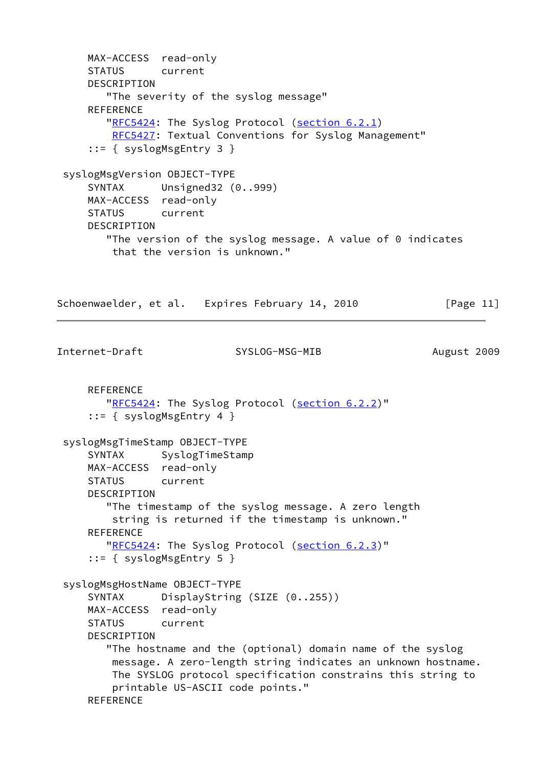```
     MAX-ACCESS  read-only
     STATUS      current
     DESCRIPTION
        "The severity of the syslog message"
     REFERENCE
        "RFC5424: The Syslog Protocol (section 6.2.1)
         RFC5427: Textual Conventions for Syslog Management"
     ::= { syslogMsgEntry 3 }

 syslogMsgVersion OBJECT-TYPE
     SYNTAX      Unsigned32 (0..999)
     MAX-ACCESS  read-only
     STATUS      current
     DESCRIPTION
        "The version of the syslog message. A value of 0 indicates
         that the version is unknown."
```

```
     REFERENCE
        "RFC5424: The Syslog Protocol (section 6.2.2)"
     ::= { syslogMsgEntry 4 }

 syslogMsgTimeStamp OBJECT-TYPE
     SYNTAX      SyslogTimeStamp
     MAX-ACCESS  read-only
     STATUS      current
     DESCRIPTION
        "The timestamp of the syslog message. A zero length
         string is returned if the timestamp is unknown."
     REFERENCE
        "RFC5424: The Syslog Protocol (section 6.2.3)"
     ::= { syslogMsgEntry 5 }

 syslogMsgHostName OBJECT-TYPE
     SYNTAX      DisplayString (SIZE (0..255))
     MAX-ACCESS  read-only
     STATUS      current
     DESCRIPTION
        "The hostname and the (optional) domain name of the syslog
         message. A zero-length string indicates an unknown hostname.
         The SYSLOG protocol specification constrains this string to
         printable US-ASCII code points."
     REFERENCE
```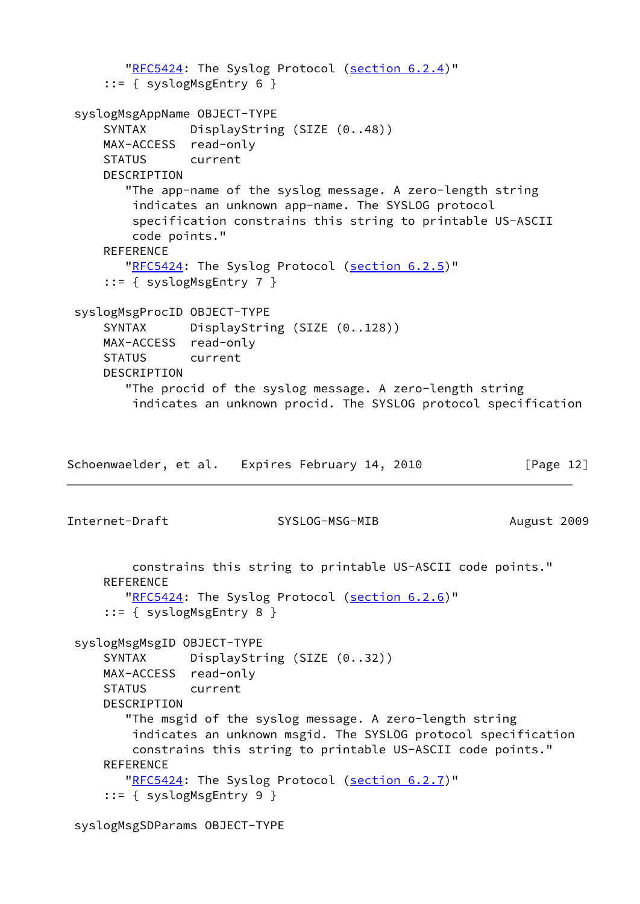```
         "RFC5424: The Syslog Protocol (section 6.2.4)"
     ::= { syslogMsgEntry 6 }

 syslogMsgAppName OBJECT-TYPE
     SYNTAX      DisplayString (SIZE (0..48))
     MAX-ACCESS  read-only
     STATUS      current
     DESCRIPTION
        "The app-name of the syslog message. A zero-length string
         indicates an unknown app-name. The SYSLOG protocol
         specification constrains this string to printable US-ASCII
         code points."
     REFERENCE
        "RFC5424: The Syslog Protocol (section 6.2.5)"
     ::= { syslogMsgEntry 7 }

 syslogMsgProcID OBJECT-TYPE
     SYNTAX      DisplayString (SIZE (0..128))
     MAX-ACCESS  read-only
     STATUS      current
     DESCRIPTION
        "The procid of the syslog message. A zero-length string
         indicates an unknown procid. The SYSLOG protocol specification
         constrains this string to printable US-ASCII code points."
     REFERENCE
        "RFC5424: The Syslog Protocol (section 6.2.6)"
     ::= { syslogMsgEntry 8 }

 syslogMsgMsgID OBJECT-TYPE
     SYNTAX      DisplayString (SIZE (0..32))
     MAX-ACCESS  read-only
     STATUS      current
     DESCRIPTION
        "The msgid of the syslog message. A zero-length string
         indicates an unknown msgid. The SYSLOG protocol specification
         constrains this string to printable US-ASCII code points."
     REFERENCE
        "RFC5424: The Syslog Protocol (section 6.2.7)"
     ::= { syslogMsgEntry 9 }

 syslogMsgSDParams OBJECT-TYPE
```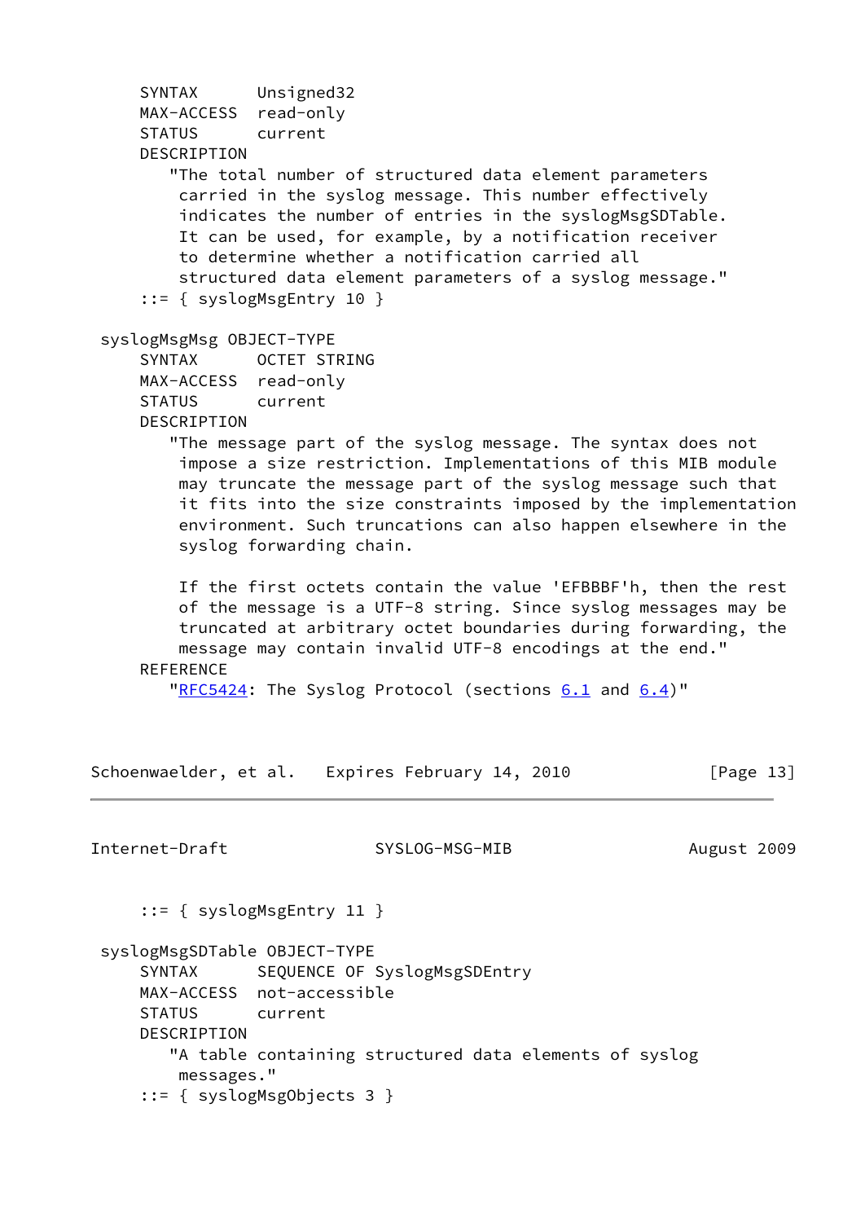```
    SYNTAX      Unsigned32
    MAX-ACCESS  read-only
    STATUS      current
    DESCRIPTION
       "The total number of structured data element parameters
        carried in the syslog message. This number effectively
        indicates the number of entries in the syslogMsgSDTable.
        It can be used, for example, by a notification receiver
        to determine whether a notification carried all
        structured data element parameters of a syslog message."
    ::= { syslogMsgEntry 10 }

syslogMsgMsg OBJECT-TYPE
    SYNTAX      OCTET STRING
    MAX-ACCESS  read-only
    STATUS      current
    DESCRIPTION
       "The message part of the syslog message. The syntax does not
        impose a size restriction. Implementations of this MIB module
        may truncate the message part of the syslog message such that
        it fits into the size constraints imposed by the implementation
        environment. Such truncations can also happen elsewhere in the
        syslog forwarding chain.

        If the first octets contain the value 'EFBBBF'h, then the rest
        of the message is a UTF-8 string. Since syslog messages may be
        truncated at arbitrary octet boundaries during forwarding, the
        message may contain invalid UTF-8 encodings at the end."
    REFERENCE
       "RFC5424: The Syslog Protocol (sections 6.1 and 6.4)"
```

```
    ::= { syslogMsgEntry 11 }

syslogMsgSDTable OBJECT-TYPE
    SYNTAX      SEQUENCE OF SyslogMsgSDEntry
    MAX-ACCESS  not-accessible
    STATUS      current
    DESCRIPTION
       "A table containing structured data elements of syslog
        messages."
    ::= { syslogMsgObjects 3 }
```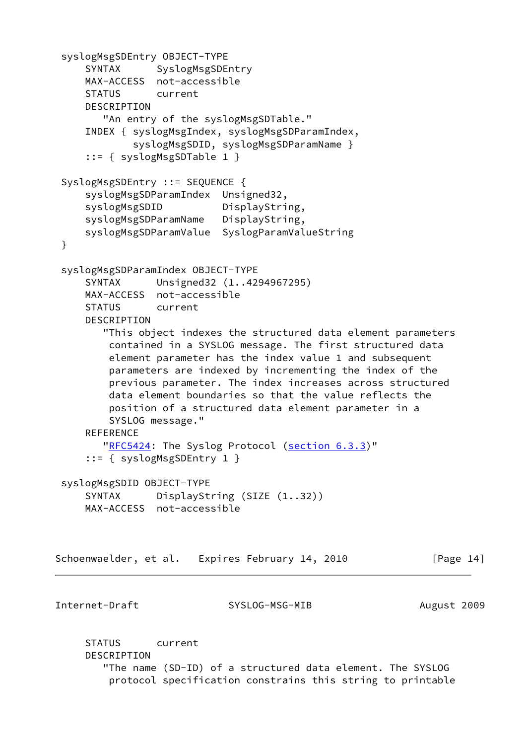```
 syslogMsgSDEntry OBJECT-TYPE
     SYNTAX      SyslogMsgSDEntry
     MAX-ACCESS  not-accessible
     STATUS      current
     DESCRIPTION
        "An entry of the syslogMsgSDTable."
     INDEX { syslogMsgIndex, syslogMsgSDParamIndex,
             syslogMsgSDID, syslogMsgSDParamName }
     ::= { syslogMsgSDTable 1 }

 SyslogMsgSDEntry ::= SEQUENCE {
     syslogMsgSDParamIndex  Unsigned32,
     syslogMsgSDID          DisplayString,
     syslogMsgSDParamName   DisplayString,
     syslogMsgSDParamValue  SyslogParamValueString
 }

 syslogMsgSDParamIndex OBJECT-TYPE
     SYNTAX      Unsigned32 (1..4294967295)
     MAX-ACCESS  not-accessible
     STATUS      current
     DESCRIPTION
        "This object indexes the structured data element parameters
         contained in a SYSLOG message. The first structured data
         element parameter has the index value 1 and subsequent
         parameters are indexed by incrementing the index of the
         previous parameter. The index increases across structured
         data element boundaries so that the value reflects the
         position of a structured data element parameter in a
         SYSLOG message."
     REFERENCE
        "RFC5424: The Syslog Protocol (section 6.3.3)"
     ::= { syslogMsgSDEntry 1 }

 syslogMsgSDID OBJECT-TYPE
     SYNTAX      DisplayString (SIZE (1..32))
     MAX-ACCESS  not-accessible
     STATUS      current
     DESCRIPTION
        "The name (SD-ID) of a structured data element. The SYSLOG
         protocol specification constrains this string to printable
```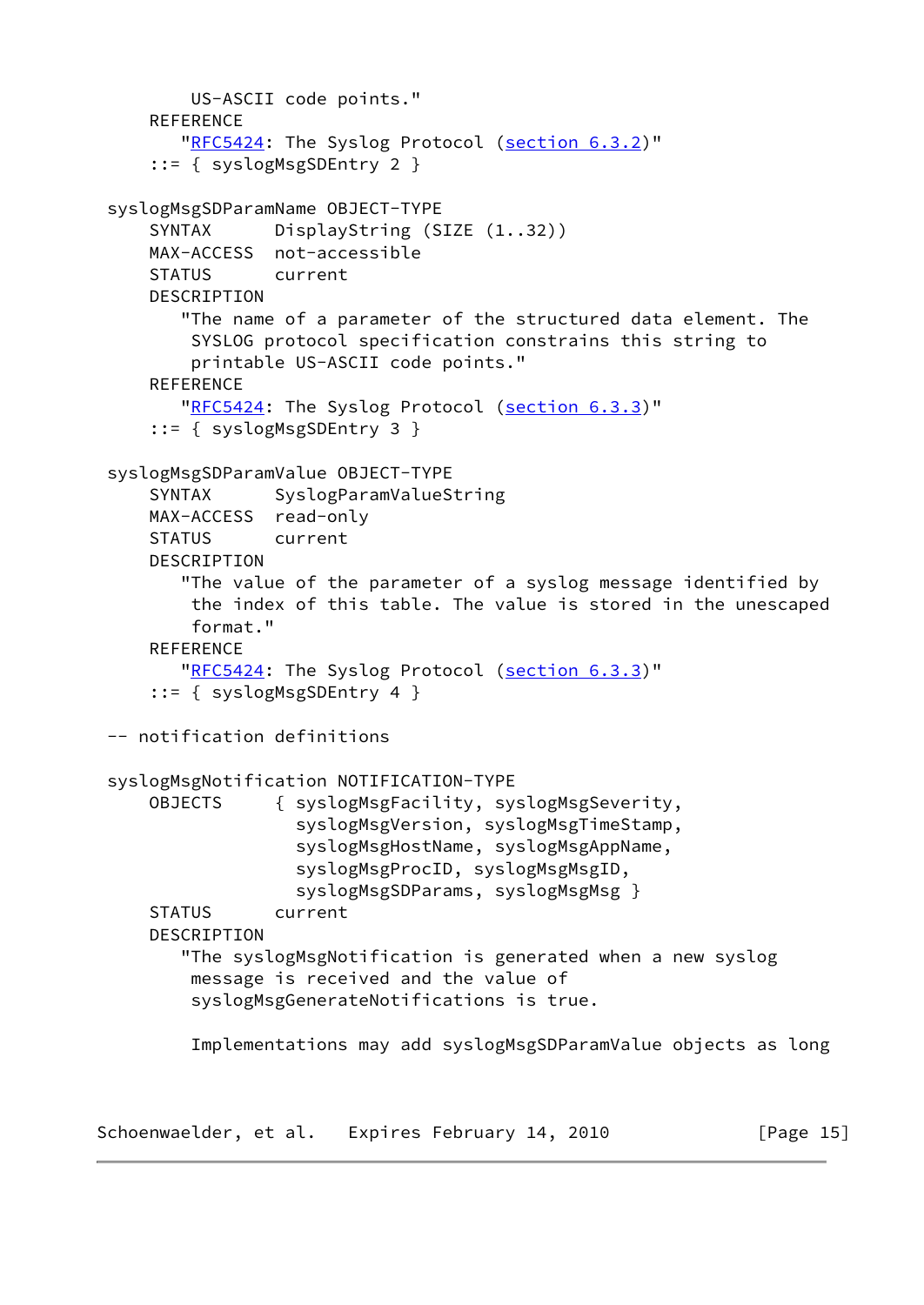```
          US-ASCII code points."
      REFERENCE
         "RFC5424: The Syslog Protocol (section 6.3.2)"
      ::= { syslogMsgSDEntry 2 }

  syslogMsgSDParamName OBJECT-TYPE
      SYNTAX      DisplayString (SIZE (1..32))
      MAX-ACCESS  not-accessible
      STATUS      current
      DESCRIPTION
         "The name of a parameter of the structured data element. The
          SYSLOG protocol specification constrains this string to
          printable US-ASCII code points."
      REFERENCE
         "RFC5424: The Syslog Protocol (section 6.3.3)"
      ::= { syslogMsgSDEntry 3 }

  syslogMsgSDParamValue OBJECT-TYPE
      SYNTAX      SyslogParamValueString
      MAX-ACCESS  read-only
      STATUS      current
      DESCRIPTION
         "The value of the parameter of a syslog message identified by
          the index of this table. The value is stored in the unescaped
          format."
      REFERENCE
         "RFC5424: The Syslog Protocol (section 6.3.3)"
      ::= { syslogMsgSDEntry 4 }

  -- notification definitions

  syslogMsgNotification NOTIFICATION-TYPE
      OBJECTS     { syslogMsgFacility, syslogMsgSeverity,
                    syslogMsgVersion, syslogMsgTimeStamp,
                    syslogMsgHostName, syslogMsgAppName,
                    syslogMsgProcID, syslogMsgMsgID,
                    syslogMsgSDParams, syslogMsgMsg }
      STATUS      current
      DESCRIPTION
         "The syslogMsgNotification is generated when a new syslog
          message is received and the value of
          syslogMsgGenerateNotifications is true.

          Implementations may add syslogMsgSDParamValue objects as long
```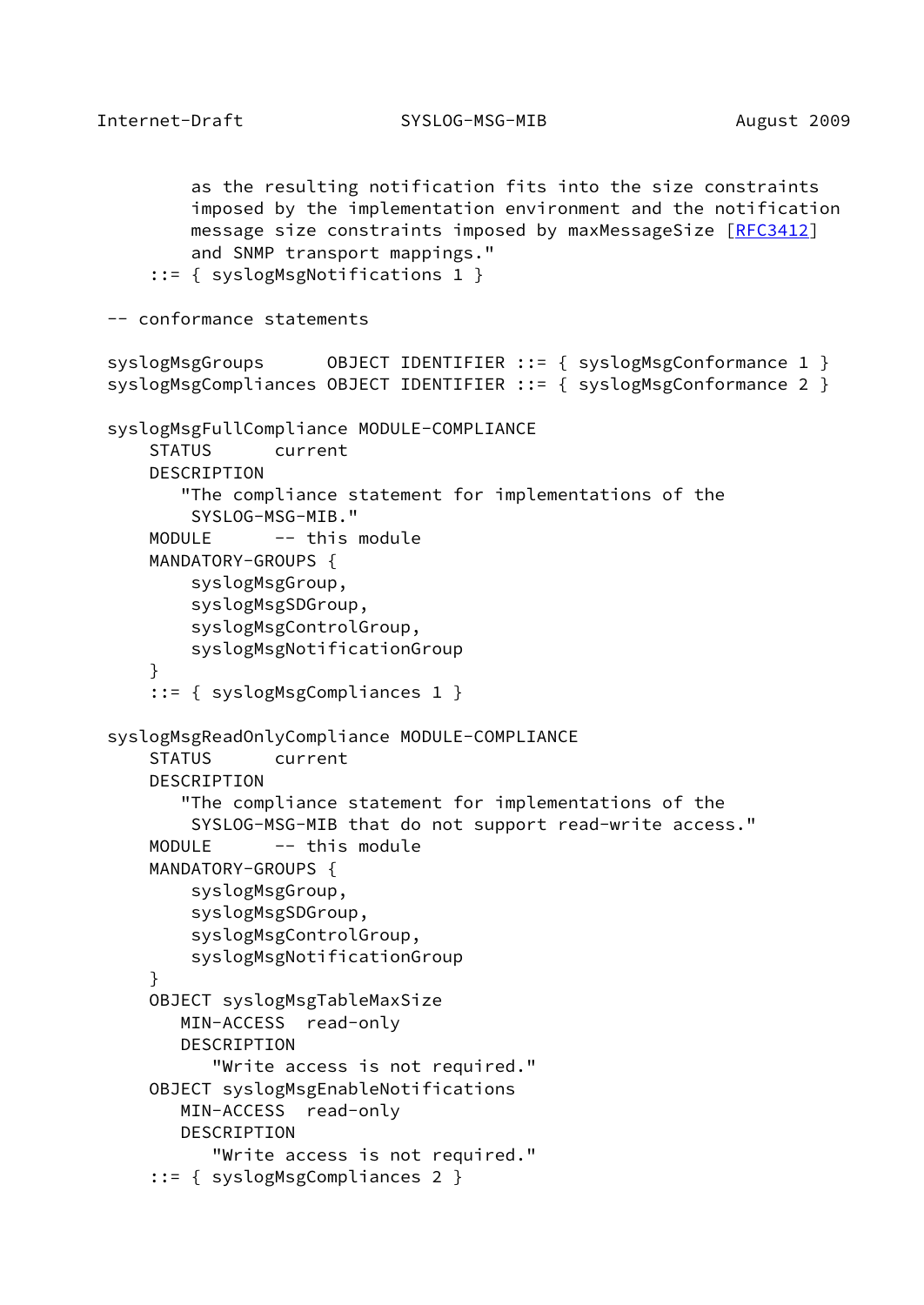```
        as the resulting notification fits into the size constraints
        imposed by the implementation environment and the notification
        message size constraints imposed by maxMessageSize [RFC3412]
        and SNMP transport mappings."
    ::= { syslogMsgNotifications 1 }

-- conformance statements

syslogMsgGroups      OBJECT IDENTIFIER ::= { syslogMsgConformance 1 }
syslogMsgCompliances OBJECT IDENTIFIER ::= { syslogMsgConformance 2 }

syslogMsgFullCompliance MODULE-COMPLIANCE
    STATUS      current
    DESCRIPTION
       "The compliance statement for implementations of the
        SYSLOG-MSG-MIB."
    MODULE      -- this module
    MANDATORY-GROUPS {
        syslogMsgGroup,
        syslogMsgSDGroup,
        syslogMsgControlGroup,
        syslogMsgNotificationGroup
    }
    ::= { syslogMsgCompliances 1 }

syslogMsgReadOnlyCompliance MODULE-COMPLIANCE
    STATUS      current
    DESCRIPTION
       "The compliance statement for implementations of the
        SYSLOG-MSG-MIB that do not support read-write access."
    MODULE      -- this module
    MANDATORY-GROUPS {
        syslogMsgGroup,
        syslogMsgSDGroup,
        syslogMsgControlGroup,
        syslogMsgNotificationGroup
    }
    OBJECT syslogMsgTableMaxSize
       MIN-ACCESS  read-only
       DESCRIPTION
          "Write access is not required."
    OBJECT syslogMsgEnableNotifications
       MIN-ACCESS  read-only
       DESCRIPTION
          "Write access is not required."
    ::= { syslogMsgCompliances 2 }
```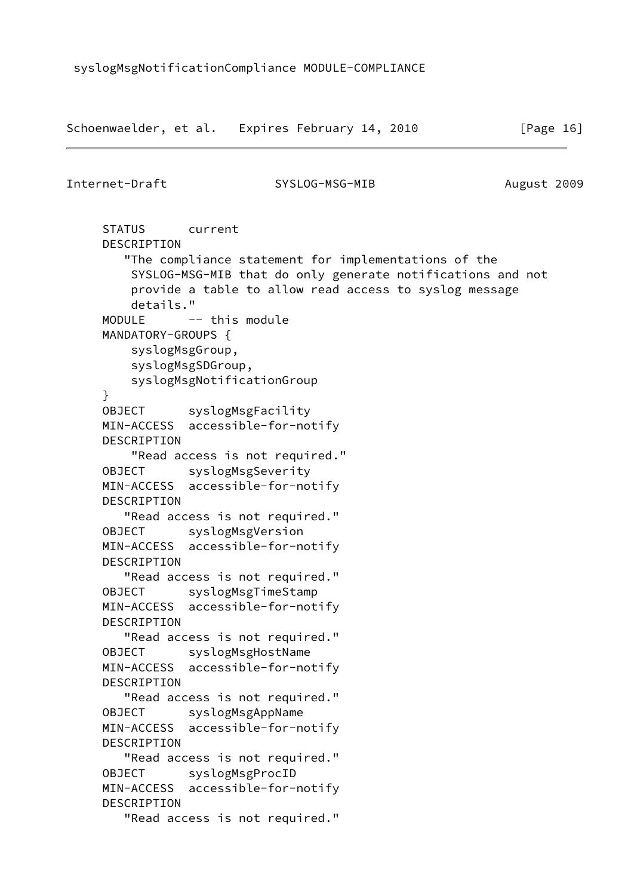```
   syslogMsgNotificationCompliance MODULE-COMPLIANCE
```

```
       STATUS      current
       DESCRIPTION
          "The compliance statement for implementations of the
           SYSLOG-MSG-MIB that do only generate notifications and not
           provide a table to allow read access to syslog message
           details."
       MODULE      -- this module
       MANDATORY-GROUPS {
           syslogMsgGroup,
           syslogMsgSDGroup,
           syslogMsgNotificationGroup
       }
       OBJECT      syslogMsgFacility
       MIN-ACCESS  accessible-for-notify
       DESCRIPTION
           "Read access is not required."
       OBJECT      syslogMsgSeverity
       MIN-ACCESS  accessible-for-notify
       DESCRIPTION
          "Read access is not required."
       OBJECT      syslogMsgVersion
       MIN-ACCESS  accessible-for-notify
       DESCRIPTION
          "Read access is not required."
       OBJECT      syslogMsgTimeStamp
       MIN-ACCESS  accessible-for-notify
       DESCRIPTION
          "Read access is not required."
       OBJECT      syslogMsgHostName
       MIN-ACCESS  accessible-for-notify
       DESCRIPTION
          "Read access is not required."
       OBJECT      syslogMsgAppName
       MIN-ACCESS  accessible-for-notify
       DESCRIPTION
          "Read access is not required."
       OBJECT      syslogMsgProcID
       MIN-ACCESS  accessible-for-notify
       DESCRIPTION
          "Read access is not required."
```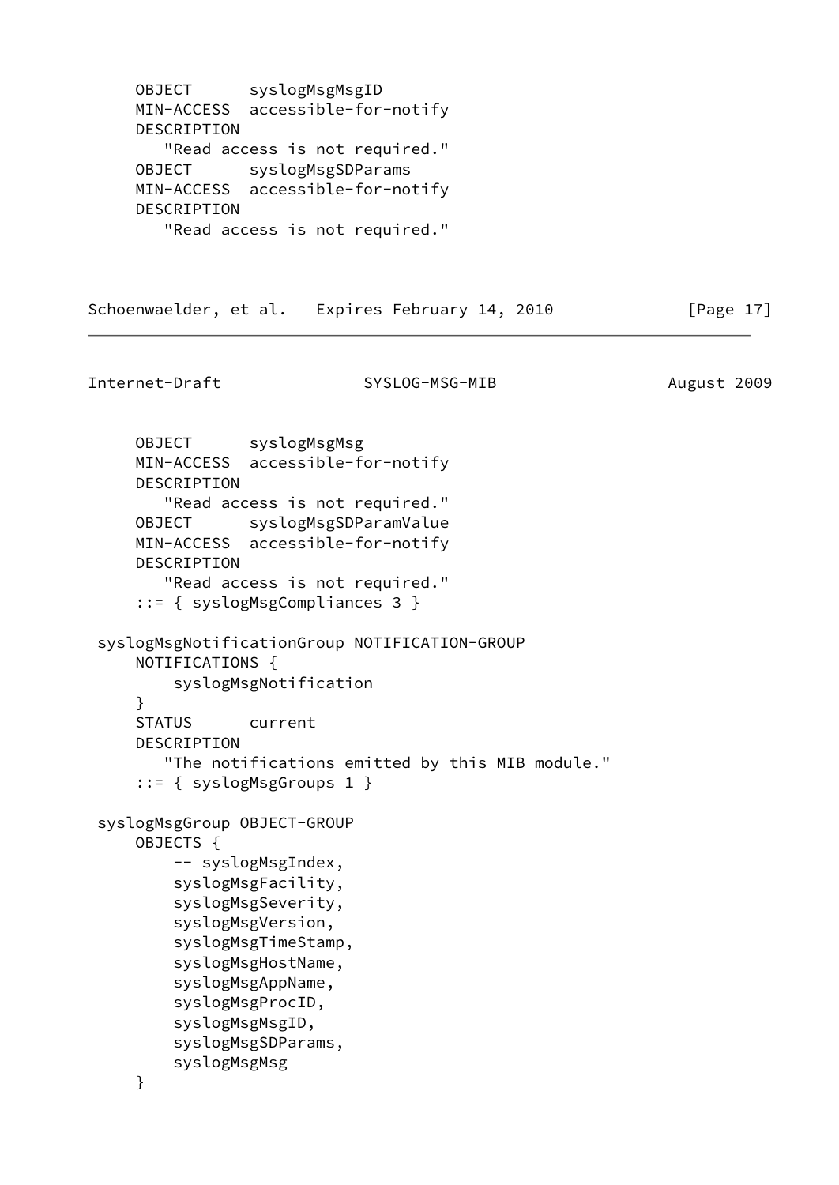```
     OBJECT      syslogMsgMsgID
     MIN-ACCESS  accessible-for-notify
     DESCRIPTION
        "Read access is not required."
     OBJECT      syslogMsgSDParams
     MIN-ACCESS  accessible-for-notify
     DESCRIPTION
        "Read access is not required."
```

```
     OBJECT      syslogMsgMsg
     MIN-ACCESS  accessible-for-notify
     DESCRIPTION
        "Read access is not required."
     OBJECT      syslogMsgSDParamValue
     MIN-ACCESS  accessible-for-notify
     DESCRIPTION
        "Read access is not required."
     ::= { syslogMsgCompliances 3 }

 syslogMsgNotificationGroup NOTIFICATION-GROUP
     NOTIFICATIONS {
         syslogMsgNotification
     }
     STATUS      current
     DESCRIPTION
        "The notifications emitted by this MIB module."
     ::= { syslogMsgGroups 1 }

 syslogMsgGroup OBJECT-GROUP
     OBJECTS {
         -- syslogMsgIndex,
         syslogMsgFacility,
         syslogMsgSeverity,
         syslogMsgVersion,
         syslogMsgTimeStamp,
         syslogMsgHostName,
         syslogMsgAppName,
         syslogMsgProcID,
         syslogMsgMsgID,
         syslogMsgSDParams,
         syslogMsgMsg
     }
```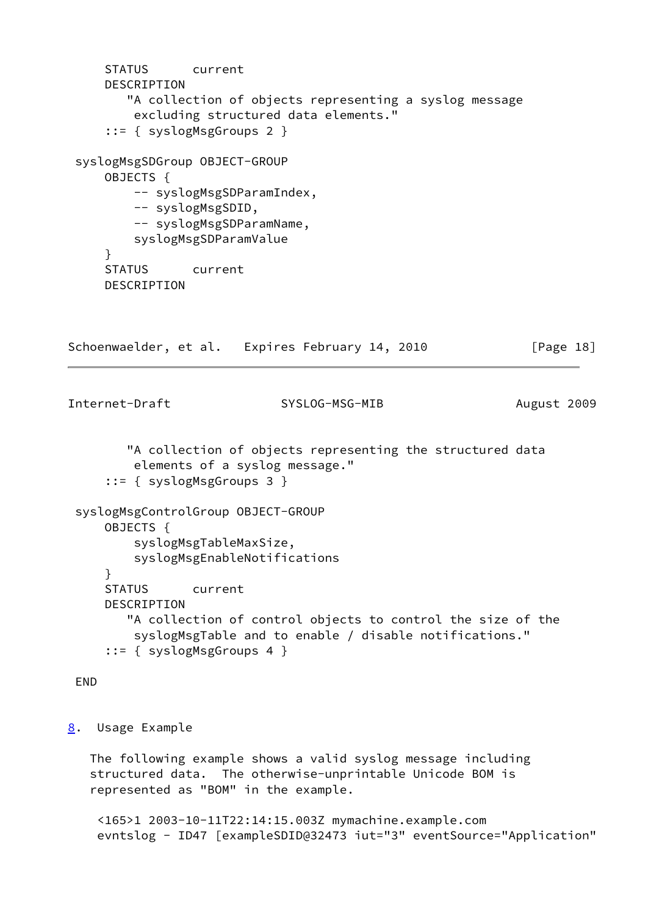```
     STATUS      current
     DESCRIPTION
        "A collection of objects representing a syslog message
         excluding structured data elements."
     ::= { syslogMsgGroups 2 }

 syslogMsgSDGroup OBJECT-GROUP
     OBJECTS {
         -- syslogMsgSDParamIndex,
         -- syslogMsgSDID,
         -- syslogMsgSDParamName,
         syslogMsgSDParamValue
     }
     STATUS      current
     DESCRIPTION
        "A collection of objects representing the structured data
         elements of a syslog message."
     ::= { syslogMsgGroups 3 }

 syslogMsgControlGroup OBJECT-GROUP
     OBJECTS {
         syslogMsgTableMaxSize,
         syslogMsgEnableNotifications
     }
     STATUS      current
     DESCRIPTION
        "A collection of control objects to control the size of the
         syslogMsgTable and to enable / disable notifications."
     ::= { syslogMsgGroups 4 }

 END
```

## 8. Usage Example

The following example shows a valid syslog message including structured data. The otherwise-unprintable Unicode BOM is represented as "BOM" in the example.

```
 <165>1 2003-10-11T22:14:15.003Z mymachine.example.com
 evntslog - ID47 [exampleSDID@32473 iut="3" eventSource="Application"
```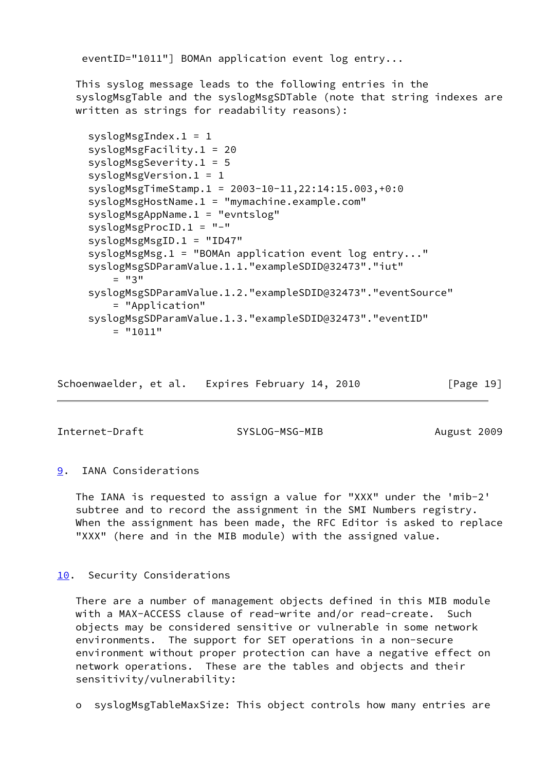```
 eventID="1011"] BOMAn application event log entry...
```

This syslog message leads to the following entries in the syslogMsgTable and the syslogMsgSDTable (note that string indexes are written as strings for readability reasons):

```
  syslogMsgIndex.1 = 1
  syslogMsgFacility.1 = 20
  syslogMsgSeverity.1 = 5
  syslogMsgVersion.1 = 1
  syslogMsgTimeStamp.1 = 2003-10-11,22:14:15.003,+0:0
  syslogMsgHostName.1 = "mymachine.example.com"
  syslogMsgAppName.1 = "evntslog"
  syslogMsgProcID.1 = "-"
  syslogMsgMsgID.1 = "ID47"
  syslogMsgMsg.1 = "BOMAn application event log entry..."
  syslogMsgSDParamValue.1.1."exampleSDID@32473"."iut"
      = "3"
  syslogMsgSDParamValue.1.2."exampleSDID@32473"."eventSource"
      = "Application"
  syslogMsgSDParamValue.1.3."exampleSDID@32473"."eventID"
      = "1011"
```

## 9. IANA Considerations

The IANA is requested to assign a value for "XXX" under the 'mib-2' subtree and to record the assignment in the SMI Numbers registry. When the assignment has been made, the RFC Editor is asked to replace "XXX" (here and in the MIB module) with the assigned value.

## 10. Security Considerations

There are a number of management objects defined in this MIB module with a MAX-ACCESS clause of read-write and/or read-create. Such objects may be considered sensitive or vulnerable in some network environments. The support for SET operations in a non-secure environment without proper protection can have a negative effect on network operations. These are the tables and objects and their sensitivity/vulnerability:

- syslogMsgTableMaxSize: This object controls how many entries are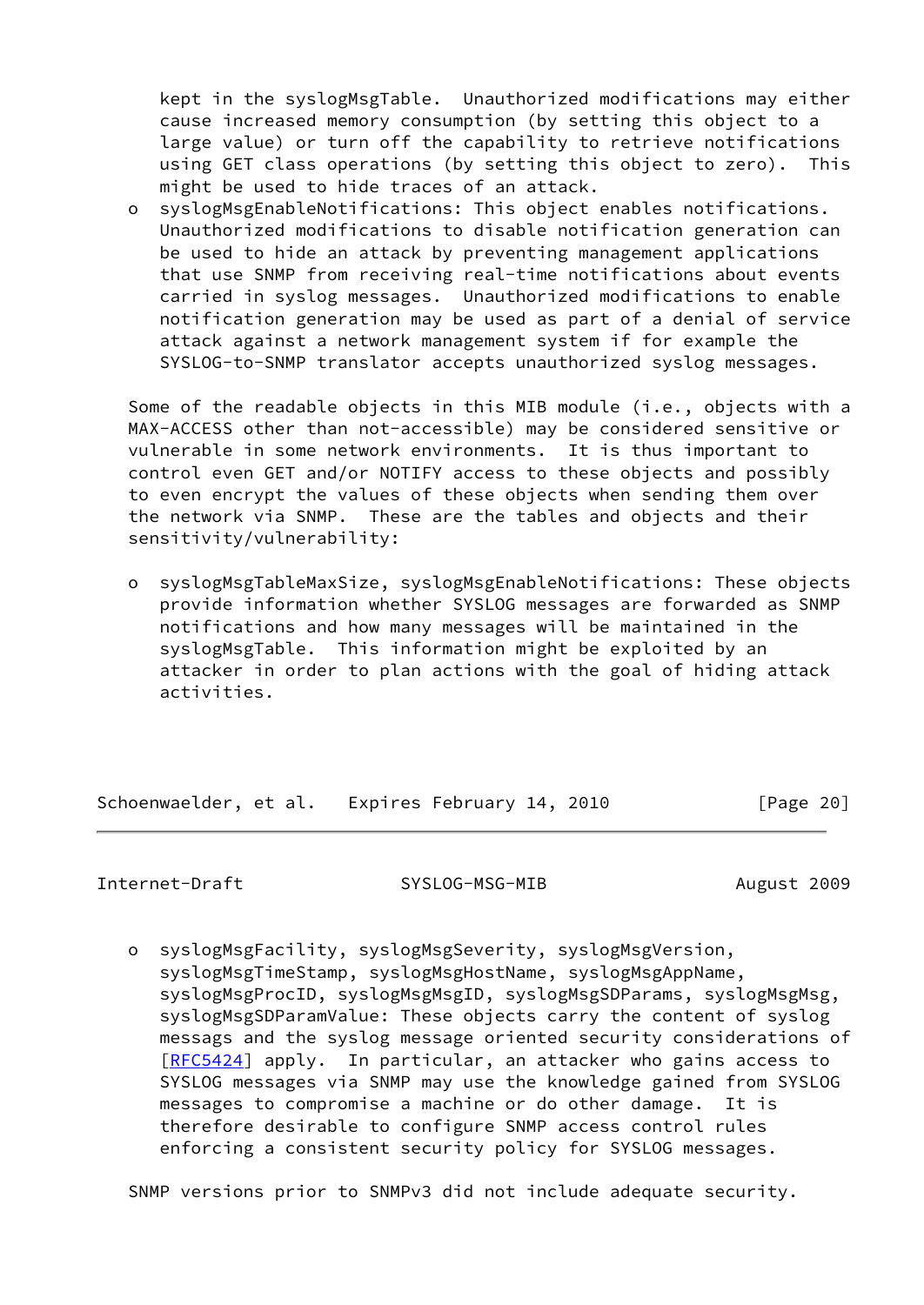kept in the syslogMsgTable. Unauthorized modifications may either cause increased memory consumption (by setting this object to a large value) or turn off the capability to retrieve notifications using GET class operations (by setting this object to zero). This might be used to hide traces of an attack.

- syslogMsgEnableNotifications: This object enables notifications. Unauthorized modifications to disable notification generation can be used to hide an attack by preventing management applications that use SNMP from receiving real-time notifications about events carried in syslog messages. Unauthorized modifications to enable notification generation may be used as part of a denial of service attack against a network management system if for example the SYSLOG-to-SNMP translator accepts unauthorized syslog messages.

Some of the readable objects in this MIB module (i.e., objects with a MAX-ACCESS other than not-accessible) may be considered sensitive or vulnerable in some network environments. It is thus important to control even GET and/or NOTIFY access to these objects and possibly to even encrypt the values of these objects when sending them over the network via SNMP. These are the tables and objects and their sensitivity/vulnerability:

- syslogMsgTableMaxSize, syslogMsgEnableNotifications: These objects provide information whether SYSLOG messages are forwarded as SNMP notifications and how many messages will be maintained in the syslogMsgTable. This information might be exploited by an attacker in order to plan actions with the goal of hiding attack activities.

- syslogMsgFacility, syslogMsgSeverity, syslogMsgVersion, syslogMsgTimeStamp, syslogMsgHostName, syslogMsgAppName, syslogMsgProcID, syslogMsgMsgID, syslogMsgSDParams, syslogMsgMsg, syslogMsgSDParamValue: These objects carry the content of syslog messages and the syslog message oriented security considerations of [RFC5424] apply. In particular, an attacker who gains access to SYSLOG messages via SNMP may use the knowledge gained from SYSLOG messages to compromise a machine or do other damage. It is therefore desirable to configure SNMP access control rules enforcing a consistent security policy for SYSLOG messages.

SNMP versions prior to SNMPv3 did not include adequate security.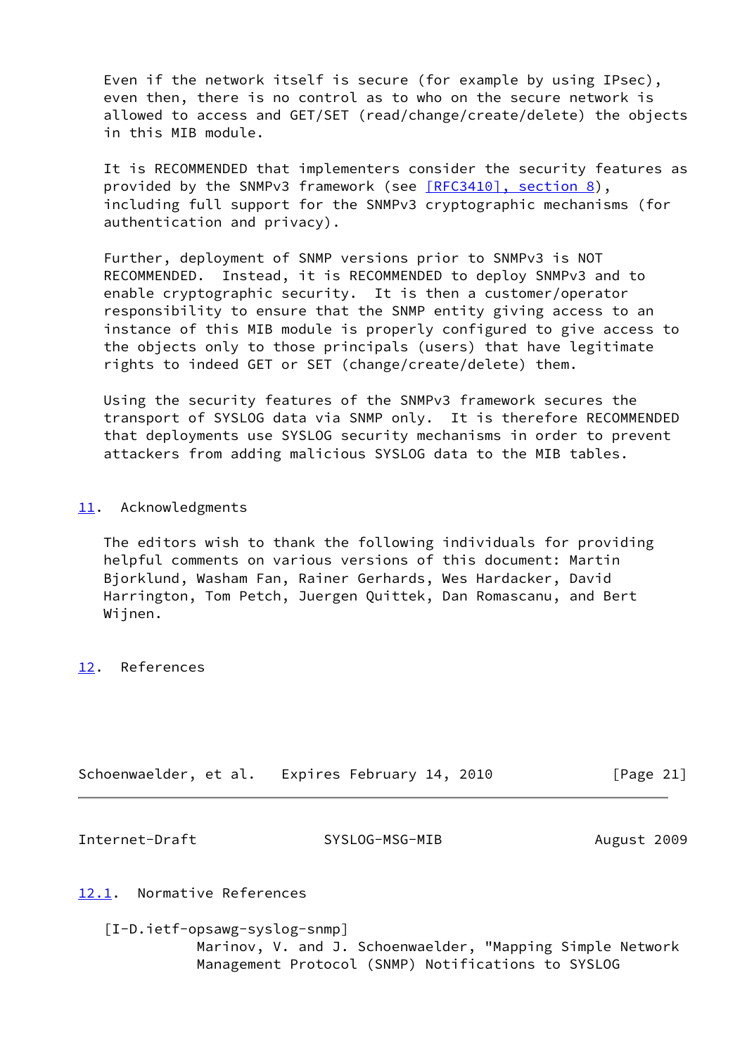Even if the network itself is secure (for example by using IPsec), even then, there is no control as to who on the secure network is allowed to access and GET/SET (read/change/create/delete) the objects in this MIB module.

It is RECOMMENDED that implementers consider the security features as provided by the SNMPv3 framework (see [RFC3410], section 8), including full support for the SNMPv3 cryptographic mechanisms (for authentication and privacy).

Further, deployment of SNMP versions prior to SNMPv3 is NOT RECOMMENDED. Instead, it is RECOMMENDED to deploy SNMPv3 and to enable cryptographic security. It is then a customer/operator responsibility to ensure that the SNMP entity giving access to an instance of this MIB module is properly configured to give access to the objects only to those principals (users) that have legitimate rights to indeed GET or SET (change/create/delete) them.

Using the security features of the SNMPv3 framework secures the transport of SYSLOG data via SNMP only. It is therefore RECOMMENDED that deployments use SYSLOG security mechanisms in order to prevent attackers from adding malicious SYSLOG data to the MIB tables.

## 11. Acknowledgments

The editors wish to thank the following individuals for providing helpful comments on various versions of this document: Martin Bjorklund, Washam Fan, Rainer Gerhards, Wes Hardacker, David Harrington, Tom Petch, Juergen Quittek, Dan Romascanu, and Bert Wijnen.

## 12. References

### 12.1. Normative References

[I-D.ietf-opsawg-syslog-snmp]
Marinov, V. and J. Schoenwaelder, "Mapping Simple Network Management Protocol (SNMP) Notifications to SYSLOG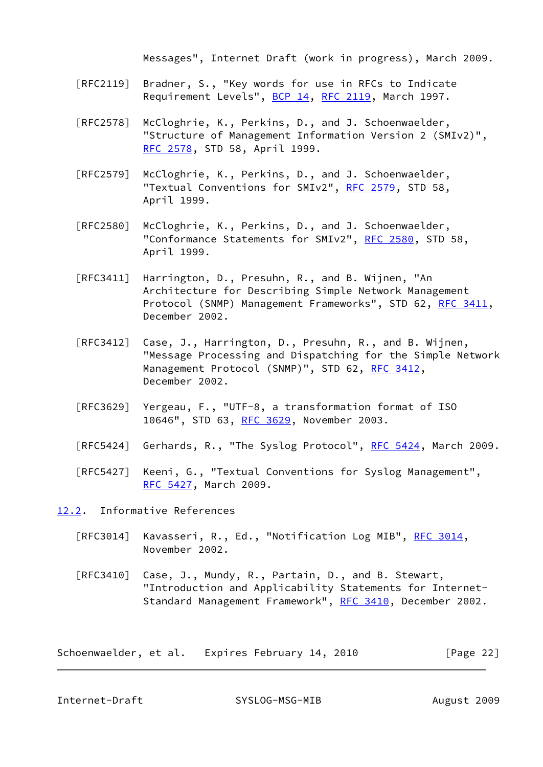Messages", Internet Draft (work in progress), March 2009.

[RFC2119] Bradner, S., "Key words for use in RFCs to Indicate Requirement Levels", BCP 14, RFC 2119, March 1997.

[RFC2578] McCloghrie, K., Perkins, D., and J. Schoenwaelder, "Structure of Management Information Version 2 (SMIv2)", RFC 2578, STD 58, April 1999.

[RFC2579] McCloghrie, K., Perkins, D., and J. Schoenwaelder, "Textual Conventions for SMIv2", RFC 2579, STD 58, April 1999.

[RFC2580] McCloghrie, K., Perkins, D., and J. Schoenwaelder, "Conformance Statements for SMIv2", RFC 2580, STD 58, April 1999.

[RFC3411] Harrington, D., Presuhn, R., and B. Wijnen, "An Architecture for Describing Simple Network Management Protocol (SNMP) Management Frameworks", STD 62, RFC 3411, December 2002.

[RFC3412] Case, J., Harrington, D., Presuhn, R., and B. Wijnen, "Message Processing and Dispatching for the Simple Network Management Protocol (SNMP)", STD 62, RFC 3412, December 2002.

[RFC3629] Yergeau, F., "UTF-8, a transformation format of ISO 10646", STD 63, RFC 3629, November 2003.

[RFC5424] Gerhards, R., "The Syslog Protocol", RFC 5424, March 2009.

[RFC5427] Keeni, G., "Textual Conventions for Syslog Management", RFC 5427, March 2009.

### 12.2. Informative References

[RFC3014] Kavasseri, R., Ed., "Notification Log MIB", RFC 3014, November 2002.

[RFC3410] Case, J., Mundy, R., Partain, D., and B. Stewart, "Introduction and Applicability Statements for Internet-Standard Management Framework", RFC 3410, December 2002.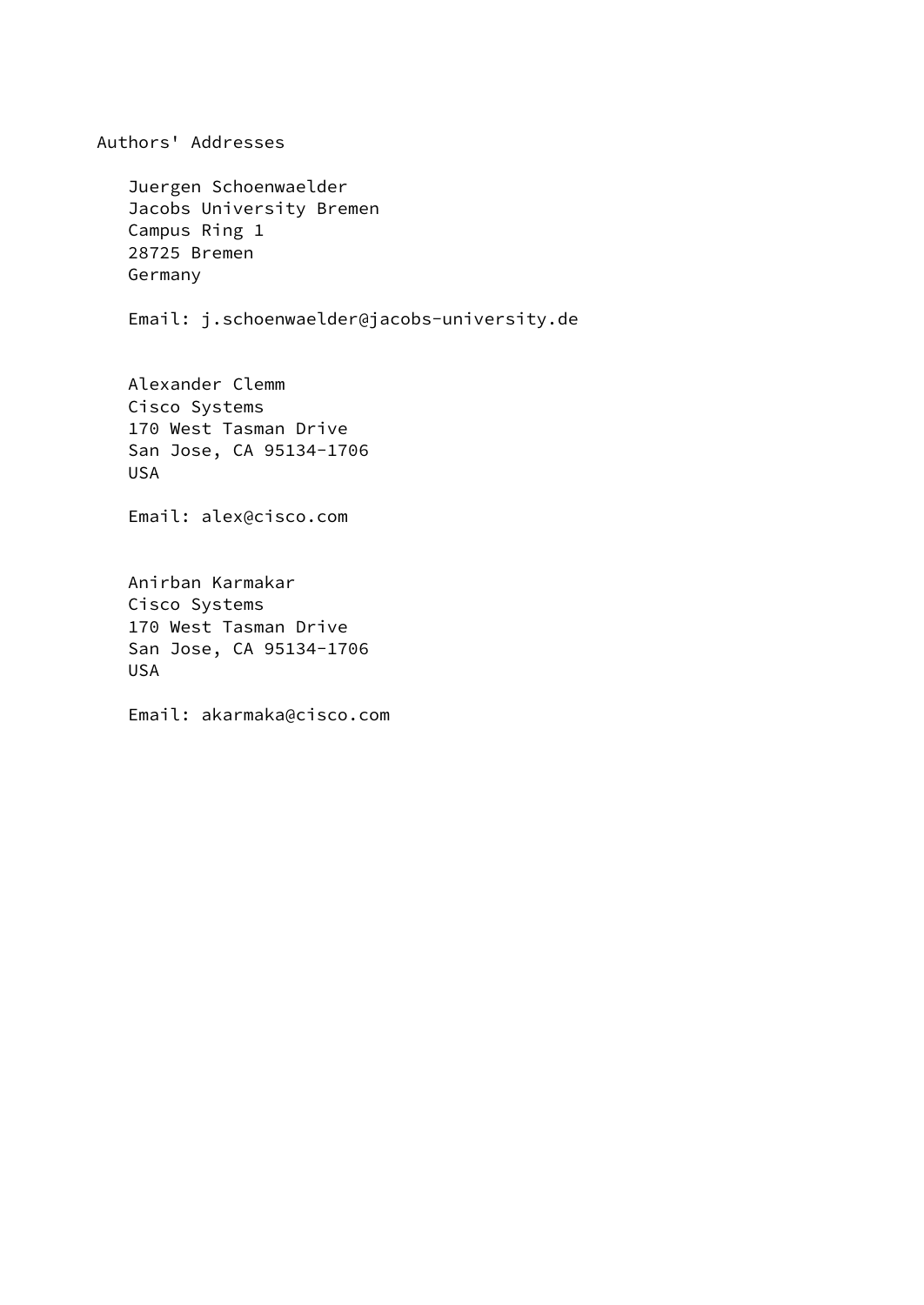# Authors' Addresses

Juergen Schoenwaelder
Jacobs University Bremen
Campus Ring 1
28725 Bremen
Germany

Email: j.schoenwaelder@jacobs-university.de

Alexander Clemm
Cisco Systems
170 West Tasman Drive
San Jose, CA 95134-1706
USA

Email: alex@cisco.com

Anirban Karmakar
Cisco Systems
170 West Tasman Drive
San Jose, CA 95134-1706
USA

Email: akarmaka@cisco.com